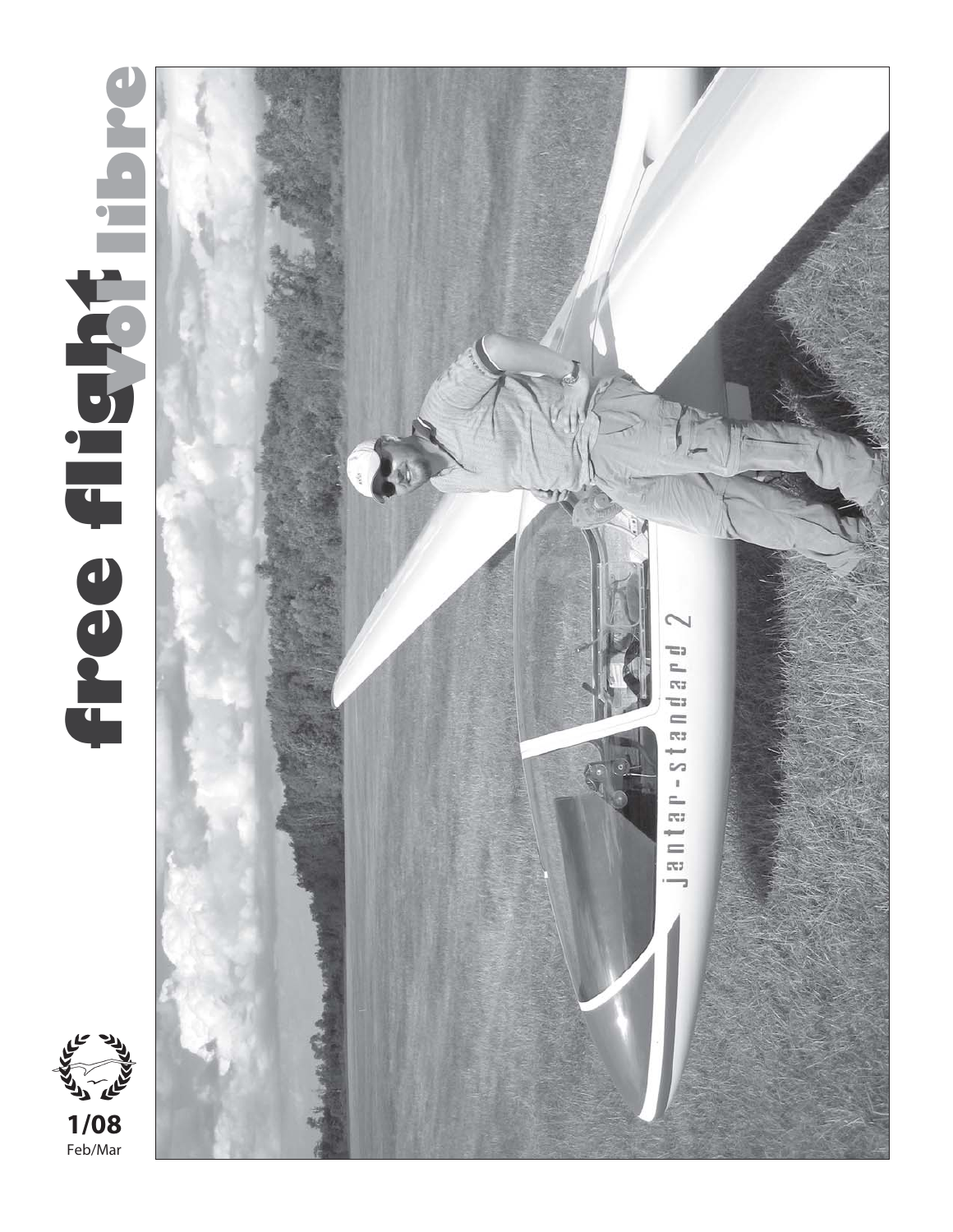# free flight vol libre

1/08
Feb/Mar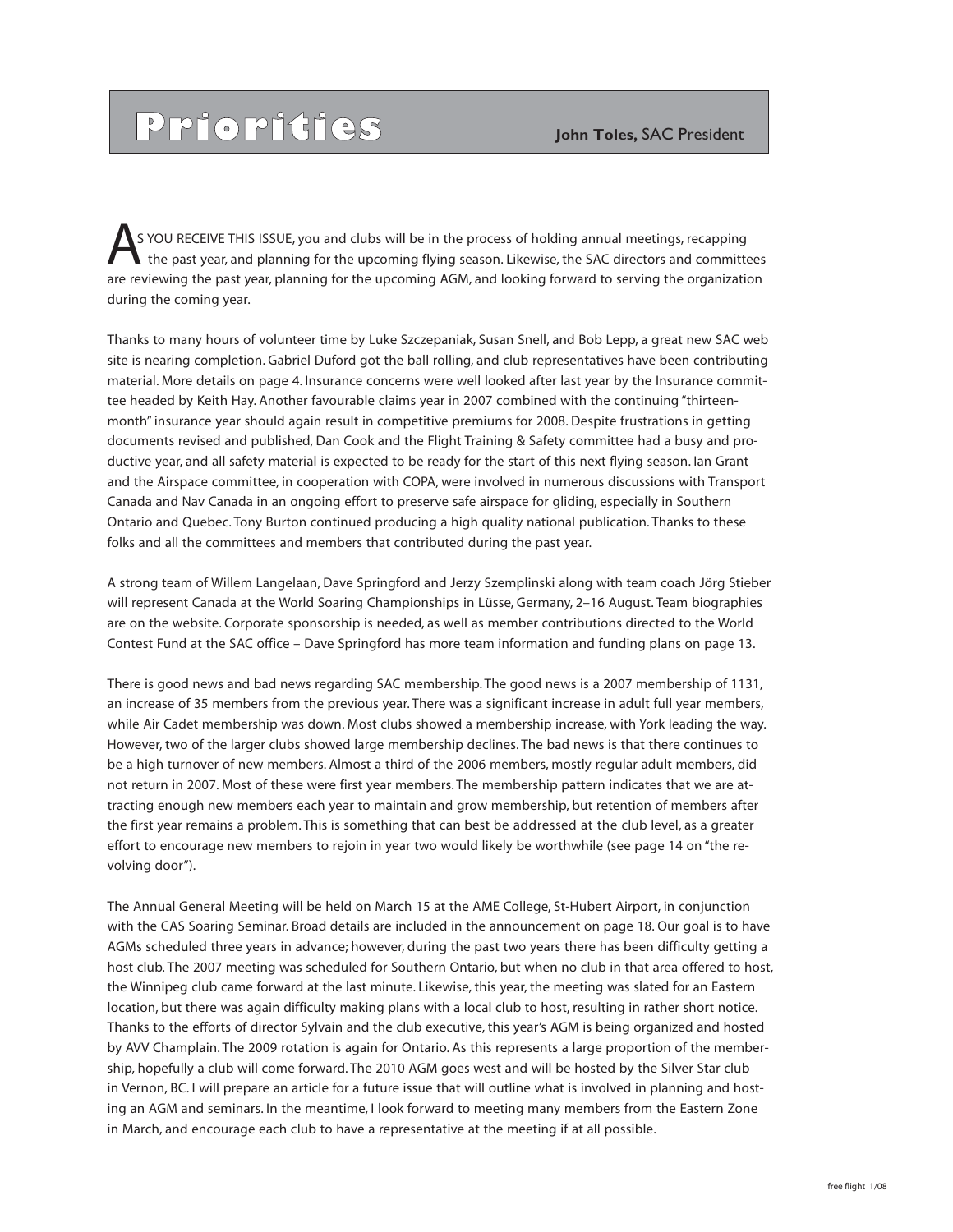# Priorities

**John Toles,** SAC President

AS YOU RECEIVE THIS ISSUE, you and clubs will be in the process of holding annual meetings, recapping the past year, and planning for the upcoming flying season. Likewise, the SAC directors and committees are reviewing the past year, planning for the upcoming AGM, and looking forward to serving the organization during the coming year.

Thanks to many hours of volunteer time by Luke Szczepaniak, Susan Snell, and Bob Lepp, a great new SAC web site is nearing completion. Gabriel Duford got the ball rolling, and club representatives have been contributing material. More details on page 4. Insurance concerns were well looked after last year by the Insurance committee headed by Keith Hay. Another favourable claims year in 2007 combined with the continuing "thirteen-month" insurance year should again result in competitive premiums for 2008. Despite frustrations in getting documents revised and published, Dan Cook and the Flight Training & Safety committee had a busy and productive year, and all safety material is expected to be ready for the start of this next flying season. Ian Grant and the Airspace committee, in cooperation with COPA, were involved in numerous discussions with Transport Canada and Nav Canada in an ongoing effort to preserve safe airspace for gliding, especially in Southern Ontario and Quebec. Tony Burton continued producing a high quality national publication. Thanks to these folks and all the committees and members that contributed during the past year.

A strong team of Willem Langelaan, Dave Springford and Jerzy Szemplinski along with team coach Jörg Stieber will represent Canada at the World Soaring Championships in Lüsse, Germany, 2–16 August. Team biographies are on the website. Corporate sponsorship is needed, as well as member contributions directed to the World Contest Fund at the SAC office – Dave Springford has more team information and funding plans on page 13.

There is good news and bad news regarding SAC membership. The good news is a 2007 membership of 1131, an increase of 35 members from the previous year. There was a significant increase in adult full year members, while Air Cadet membership was down. Most clubs showed a membership increase, with York leading the way. However, two of the larger clubs showed large membership declines. The bad news is that there continues to be a high turnover of new members. Almost a third of the 2006 members, mostly regular adult members, did not return in 2007. Most of these were first year members. The membership pattern indicates that we are attracting enough new members each year to maintain and grow membership, but retention of members after the first year remains a problem. This is something that can best be addressed at the club level, as a greater effort to encourage new members to rejoin in year two would likely be worthwhile (see page 14 on "the revolving door").

The Annual General Meeting will be held on March 15 at the AME College, St-Hubert Airport, in conjunction with the CAS Soaring Seminar. Broad details are included in the announcement on page 18. Our goal is to have AGMs scheduled three years in advance; however, during the past two years there has been difficulty getting a host club. The 2007 meeting was scheduled for Southern Ontario, but when no club in that area offered to host, the Winnipeg club came forward at the last minute. Likewise, this year, the meeting was slated for an Eastern location, but there was again difficulty making plans with a local club to host, resulting in rather short notice. Thanks to the efforts of director Sylvain and the club executive, this year's AGM is being organized and hosted by AVV Champlain. The 2009 rotation is again for Ontario. As this represents a large proportion of the membership, hopefully a club will come forward. The 2010 AGM goes west and will be hosted by the Silver Star club in Vernon, BC. I will prepare an article for a future issue that will outline what is involved in planning and hosting an AGM and seminars. In the meantime, I look forward to meeting many members from the Eastern Zone in March, and encourage each club to have a representative at the meeting if at all possible.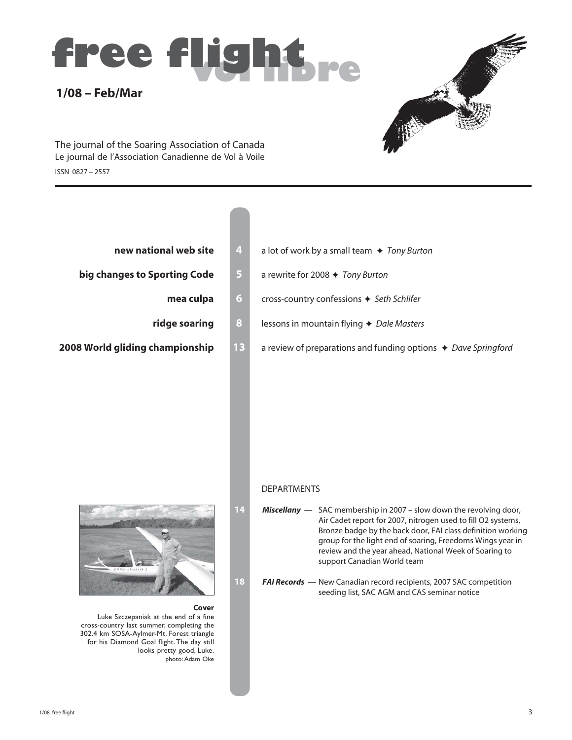# free flight vol libre

**1/08 – Feb/Mar**

The journal of the Soaring Association of Canada
Le journal de l'Association Canadienne de Vol à Voile
ISSN 0827 – 2557

**new national web site** — 4 — a lot of work by a small team ✦ *Tony Burton*

**big changes to Sporting Code** — 5 — a rewrite for 2008 ✦ *Tony Burton*

**mea culpa** — 6 — cross-country confessions ✦ *Seth Schlifer*

**ridge soaring** — 8 — lessons in mountain flying ✦ *Dale Masters*

**2008 World gliding championship** — 13 — a review of preparations and funding options ✦ *Dave Springford*

DEPARTMENTS

14 ***Miscellany*** — SAC membership in 2007 – slow down the revolving door, Air Cadet report for 2007, nitrogen used to fill O2 systems, Bronze badge by the back door, FAI class definition working group for the light end of soaring, Freedoms Wings year in review and the year ahead, National Week of Soaring to support Canadian World team

18 ***FAI Records*** — New Canadian record recipients, 2007 SAC competition seeding list, SAC AGM and CAS seminar notice

**Cover**
Luke Szczepaniak at the end of a fine cross-country last summer, completing the 302.4 km SOSA-Aylmer-Mt. Forest triangle for his Diamond Goal flight. The day still looks pretty good, Luke.
photo: Adam Oke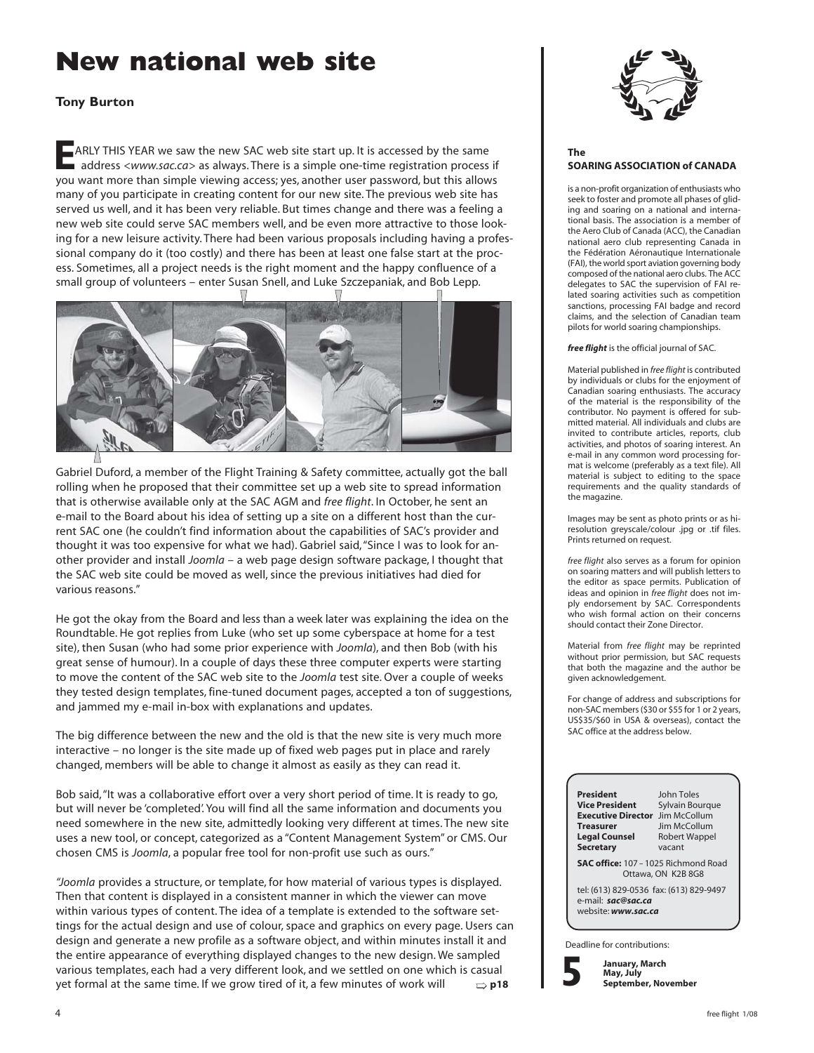# New national web site

**Tony Burton**

EARLY THIS YEAR we saw the new SAC web site start up. It is accessed by the same address <*www.sac.ca*> as always. There is a simple one-time registration process if you want more than simple viewing access; yes, another user password, but this allows many of you participate in creating content for our new site. The previous web site has served us well, and it has been very reliable. But times change and there was a feeling a new web site could serve SAC members well, and be even more attractive to those looking for a new leisure activity. There had been various proposals including having a professional company do it (too costly) and there has been at least one false start at the process. Sometimes, all a project needs is the right moment and the happy confluence of a small group of volunteers – enter Susan Snell, and Luke Szczepaniak, and Bob Lepp.

Gabriel Duford, a member of the Flight Training & Safety committee, actually got the ball rolling when he proposed that their committee set up a web site to spread information that is otherwise available only at the SAC AGM and *free flight*. In October, he sent an e-mail to the Board about his idea of setting up a site on a different host than the current SAC one (he couldn't find information about the capabilities of SAC's provider and thought it was too expensive for what we had). Gabriel said, "Since I was to look for another provider and install *Joomla* – a web page design software package, I thought that the SAC web site could be moved as well, since the previous initiatives had died for various reasons."

He got the okay from the Board and less than a week later was explaining the idea on the Roundtable. He got replies from Luke (who set up some cyberspace at home for a test site), then Susan (who had some prior experience with *Joomla*), and then Bob (with his great sense of humour). In a couple of days these three computer experts were starting to move the content of the SAC web site to the *Joomla* test site. Over a couple of weeks they tested design templates, fine-tuned document pages, accepted a ton of suggestions, and jammed my e-mail in-box with explanations and updates.

The big difference between the new and the old is that the new site is very much more interactive – no longer is the site made up of fixed web pages put in place and rarely changed, members will be able to change it almost as easily as they can read it.

Bob said, "It was a collaborative effort over a very short period of time. It is ready to go, but will never be 'completed'. You will find all the same information and documents you need somewhere in the new site, admittedly looking very different at times. The new site uses a new tool, or concept, categorized as a "Content Management System" or CMS. Our chosen CMS is *Joomla*, a popular free tool for non-profit use such as ours."

*"Joomla* provides a structure, or template, for how material of various types is displayed. Then that content is displayed in a consistent manner in which the viewer can move within various types of content. The idea of a template is extended to the software settings for the actual design and use of colour, space and graphics on every page. Users can design and generate a new profile as a software object, and within minutes install it and the entire appearance of everything displayed changes to the new design. We sampled various templates, each had a very different look, and we settled on one which is casual yet formal at the same time. If we grow tired of it, a few minutes of work will ⇨ **p18**

---

**The SOARING ASSOCIATION of CANADA**

is a non-profit organization of enthusiasts who seek to foster and promote all phases of gliding and soaring on a national and international basis. The association is a member of the Aero Club of Canada (ACC), the Canadian national aero club representing Canada in the Fédération Aéronautique Internationale (FAI), the world sport aviation governing body composed of the national aero clubs. The ACC delegates to SAC the supervision of FAI related soaring activities such as competition sanctions, processing FAI badge and record claims, and the selection of Canadian team pilots for world soaring championships.

***free flight*** is the official journal of SAC.

Material published in *free flight* is contributed by individuals or clubs for the enjoyment of Canadian soaring enthusiasts. The accuracy of the material is the responsibility of the contributor. No payment is offered for submitted material. All individuals and clubs are invited to contribute articles, reports, club activities, and photos of soaring interest. An e-mail in any common word processing format is welcome (preferably as a text file). All material is subject to editing to the space requirements and the quality standards of the magazine.

Images may be sent as photo prints or as hi-resolution greyscale/colour .jpg or .tif files. Prints returned on request.

*free flight* also serves as a forum for opinion on soaring matters and will publish letters to the editor as space permits. Publication of ideas and opinion in *free flight* does not imply endorsement by SAC. Correspondents who wish formal action on their concerns should contact their Zone Director.

Material from *free flight* may be reprinted without prior permission, but SAC requests that both the magazine and the author be given acknowledgement.

For change of address and subscriptions for non-SAC members ($30 or $55 for 1 or 2 years, US$35/$60 in USA & overseas), contact the SAC office at the address below.

| | |
|---|---|
| **President** | John Toles |
| **Vice President** | Sylvain Bourque |
| **Executive Director** | Jim McCollum |
| **Treasurer** | Jim McCollum |
| **Legal Counsel** | Robert Wappel |
| **Secretary** | vacant |

**SAC office:** 107 – 1025 Richmond Road Ottawa, ON K2B 8G8

tel: (613) 829-0536 fax: (613) 829-9497
e-mail: ***sac@sac.ca***
website: ***www.sac.ca***

Deadline for contributions:

**5** **January, March May, July September, November**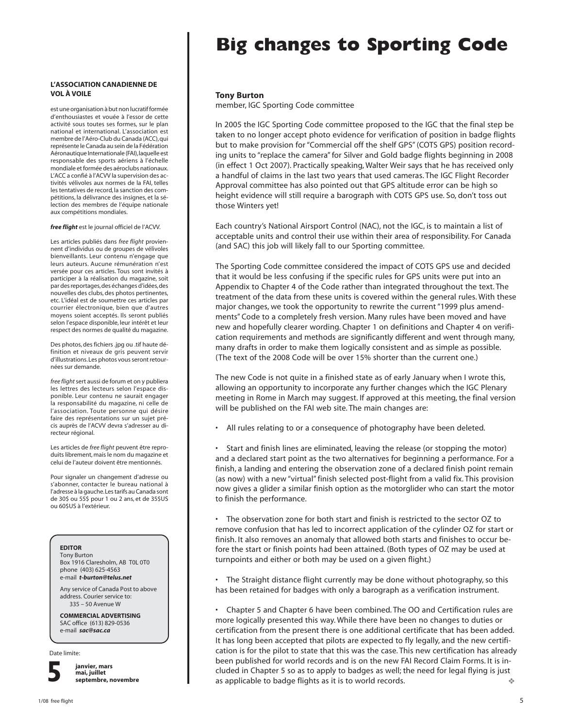**L'ASSOCIATION CANADIENNE DE VOL À VOILE**

est une organisation à but non lucratif formée d'enthousiastes et vouée à l'essor de cette activité sous toutes ses formes, sur le plan national et international. L'association est membre de l'Aéro-Club du Canada (ACC), qui représente le Canada au sein de la Fédération Aéronautique Internationale (FAI), laquelle est responsable des sports aériens à l'échelle mondiale et formée des aéroclubs nationaux. L'ACC a confié à l'ACVV la supervision des activités vélivoles aux normes de la FAI, telles les tentatives de record, la sanction des compétitions, la délivrance des insignes, et la sélection des membres de l'équipe nationale aux compétitions mondiales.

***free flight*** est le journal officiel de l'ACVV.

Les articles publiés dans *free flight* proviennent d'individus ou de groupes de vélivoles bienveillants. Leur contenu n'engage que leurs auteurs. Aucune rémunération n'est versée pour ces articles. Tous sont invités à participer à la réalisation du magazine, soit par des reportages, des échanges d'idées, des nouvelles des clubs, des photos pertinentes, etc. L'idéal est de soumettre ces articles par courrier électronique, bien que d'autres moyens soient acceptés. Ils seront publiés selon l'espace disponible, leur intérêt et leur respect des normes de qualité du magazine.

Des photos, des fichiers .jpg ou .tif haute définition et niveaux de gris peuvent servir d'illustrations. Les photos vous seront retournées sur demande.

*free flight* sert aussi de forum et on y publiera les lettres des lecteurs selon l'espace disponible. Leur contenu ne saurait engager la responsabilité du magazine, ni celle de l'association. Toute personne qui désire faire des représentations sur un sujet précis auprès de l'ACVV devra s'adresser au directeur régional.

Les articles de *free flight* peuvent être reproduits librement, mais le nom du magazine et celui de l'auteur doivent être mentionnés.

Pour signaler un changement d'adresse ou s'abonner, contacter le bureau national à l'adresse à la gauche. Les tarifs au Canada sont de 30$ ou 55$ pour 1 ou 2 ans, et de 35$US ou 60$US à l'extérieur.

**EDITOR**
Tony Burton
Box 1916 Claresholm, AB T0L 0T0
phone (403) 625-4563
e-mail ***t-burton@telus.net***

Any service of Canada Post to above address. Courier service to:
335 – 50 Avenue W

**COMMERCIAL ADVERTISING**
SAC office (613) 829-0536
e-mail ***sac@sac.ca***

Date limite:

**5** **janvier, mars mai, juillet septembre, novembre**

# Big changes to Sporting Code

**Tony Burton**
member, IGC Sporting Code committee

In 2005 the IGC Sporting Code committee proposed to the IGC that the final step be taken to no longer accept photo evidence for verification of position in badge flights but to make provision for "Commercial off the shelf GPS" (COTS GPS) position recording units to "replace the camera" for Silver and Gold badge flights beginning in 2008 (in effect 1 Oct 2007). Practically speaking, Walter Weir says that he has received only a handful of claims in the last two years that used cameras. The IGC Flight Recorder Approval committee has also pointed out that GPS altitude error can be high so height evidence will still require a barograph with COTS GPS use. So, don't toss out those Winters yet!

Each country's National Airsport Control (NAC), not the IGC, is to maintain a list of acceptable units and control their use within their area of responsibility. For Canada (and SAC) this job will likely fall to our Sporting committee.

The Sporting Code committee considered the impact of COTS GPS use and decided that it would be less confusing if the specific rules for GPS units were put into an Appendix to Chapter 4 of the Code rather than integrated throughout the text. The treatment of the data from these units is covered within the general rules. With these major changes, we took the opportunity to rewrite the current "1999 plus amendments" Code to a completely fresh version. Many rules have been moved and have new and hopefully clearer wording. Chapter 1 on definitions and Chapter 4 on verification requirements and methods are significantly different and went through many, many drafts in order to make them logically consistent and as simple as possible. (The text of the 2008 Code will be over 15% shorter than the current one.)

The new Code is not quite in a finished state as of early January when I wrote this, allowing an opportunity to incorporate any further changes which the IGC Plenary meeting in Rome in March may suggest. If approved at this meeting, the final version will be published on the FAI web site. The main changes are:

- All rules relating to or a consequence of photography have been deleted.

- Start and finish lines are eliminated, leaving the release (or stopping the motor) and a declared start point as the two alternatives for beginning a performance. For a finish, a landing and entering the observation zone of a declared finish point remain (as now) with a new "virtual" finish selected post-flight from a valid fix. This provision now gives a glider a similar finish option as the motorglider who can start the motor to finish the performance.

- The observation zone for both start and finish is restricted to the sector OZ to remove confusion that has led to incorrect application of the cylinder OZ for start or finish. It also removes an anomaly that allowed both starts and finishes to occur before the start or finish points had been attained. (Both types of OZ may be used at turnpoints and either or both may be used on a given flight.)

- The Straight distance flight currently may be done without photography, so this has been retained for badges with only a barograph as a verification instrument.

- Chapter 5 and Chapter 6 have been combined. The OO and Certification rules are more logically presented this way. While there have been no changes to duties or certification from the present there is one additional certificate that has been added. It has long been accepted that pilots are expected to fly legally, and the new certification is for the pilot to state that this was the case. This new certification has already been published for world records and is on the new FAI Record Claim Forms. It is included in Chapter 5 so as to apply to badges as well; the need for legal flying is just as applicable to badge flights as it is to world records. ❖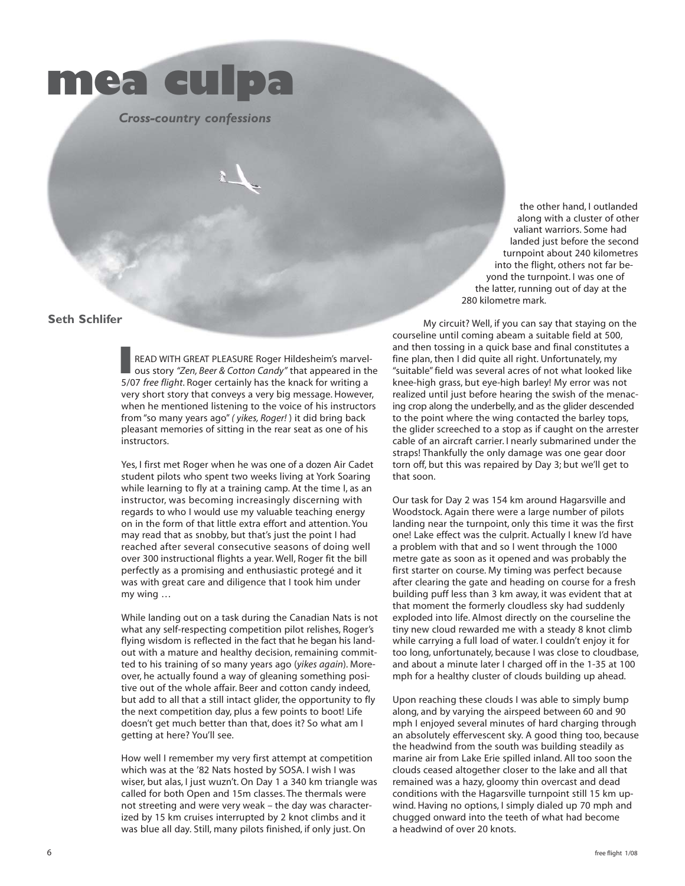# mea culpa

***Cross-country confessions***

**Seth Schlifer**

I READ WITH GREAT PLEASURE Roger Hildesheim's marvelous story *"Zen, Beer & Cotton Candy"* that appeared in the 5/07 *free flight*. Roger certainly has the knack for writing a very short story that conveys a very big message. However, when he mentioned listening to the voice of his instructors from "so many years ago" *( yikes, Roger! )* it did bring back pleasant memories of sitting in the rear seat as one of his instructors.

Yes, I first met Roger when he was one of a dozen Air Cadet student pilots who spent two weeks living at York Soaring while learning to fly at a training camp. At the time I, as an instructor, was becoming increasingly discerning with regards to who I would use my valuable teaching energy on in the form of that little extra effort and attention. You may read that as snobby, but that's just the point I had reached after several consecutive seasons of doing well over 300 instructional flights a year. Well, Roger fit the bill perfectly as a promising and enthusiastic protegé and it was with great care and diligence that I took him under my wing …

While landing out on a task during the Canadian Nats is not what any self-respecting competition pilot relishes, Roger's flying wisdom is reflected in the fact that he began his landout with a mature and healthy decision, remaining committed to his training of so many years ago (*yikes again*). Moreover, he actually found a way of gleaning something positive out of the whole affair. Beer and cotton candy indeed, but add to all that a still intact glider, the opportunity to fly the next competition day, plus a few points to boot! Life doesn't get much better than that, does it? So what am I getting at here? You'll see.

How well I remember my very first attempt at competition which was at the '82 Nats hosted by SOSA. I wish I was wiser, but alas, I just wuzn't. On Day 1 a 340 km triangle was called for both Open and 15m classes. The thermals were not streeting and were very weak – the day was characterized by 15 km cruises interrupted by 2 knot climbs and it was blue all day. Still, many pilots finished, if only just. On the other hand, I outlanded along with a cluster of other valiant warriors. Some had landed just before the second turnpoint about 240 kilometres into the flight, others not far beyond the turnpoint. I was one of the latter, running out of day at the 280 kilometre mark.

My circuit? Well, if you can say that staying on the courseline until coming abeam a suitable field at 500, and then tossing in a quick base and final constitutes a fine plan, then I did quite all right. Unfortunately, my "suitable" field was several acres of not what looked like knee-high grass, but eye-high barley! My error was not realized until just before hearing the swish of the menacing crop along the underbelly, and as the glider descended to the point where the wing contacted the barley tops, the glider screeched to a stop as if caught on the arrester cable of an aircraft carrier. I nearly submarined under the straps! Thankfully the only damage was one gear door torn off, but this was repaired by Day 3; but we'll get to that soon.

Our task for Day 2 was 154 km around Hagarsville and Woodstock. Again there were a large number of pilots landing near the turnpoint, only this time it was the first one! Lake effect was the culprit. Actually I knew I'd have a problem with that and so I went through the 1000 metre gate as soon as it opened and was probably the first starter on course. My timing was perfect because after clearing the gate and heading on course for a fresh building puff less than 3 km away, it was evident that at that moment the formerly cloudless sky had suddenly exploded into life. Almost directly on the courseline the tiny new cloud rewarded me with a steady 8 knot climb while carrying a full load of water. I couldn't enjoy it for too long, unfortunately, because I was close to cloudbase, and about a minute later I charged off in the 1-35 at 100 mph for a healthy cluster of clouds building up ahead.

Upon reaching these clouds I was able to simply bump along, and by varying the airspeed between 60 and 90 mph I enjoyed several minutes of hard charging through an absolutely effervescent sky. A good thing too, because the headwind from the south was building steadily as marine air from Lake Erie spilled inland. All too soon the clouds ceased altogether closer to the lake and all that remained was a hazy, gloomy thin overcast and dead conditions with the Hagarsville turnpoint still 15 km upwind. Having no options, I simply dialed up 70 mph and chugged onward into the teeth of what had become a headwind of over 20 knots.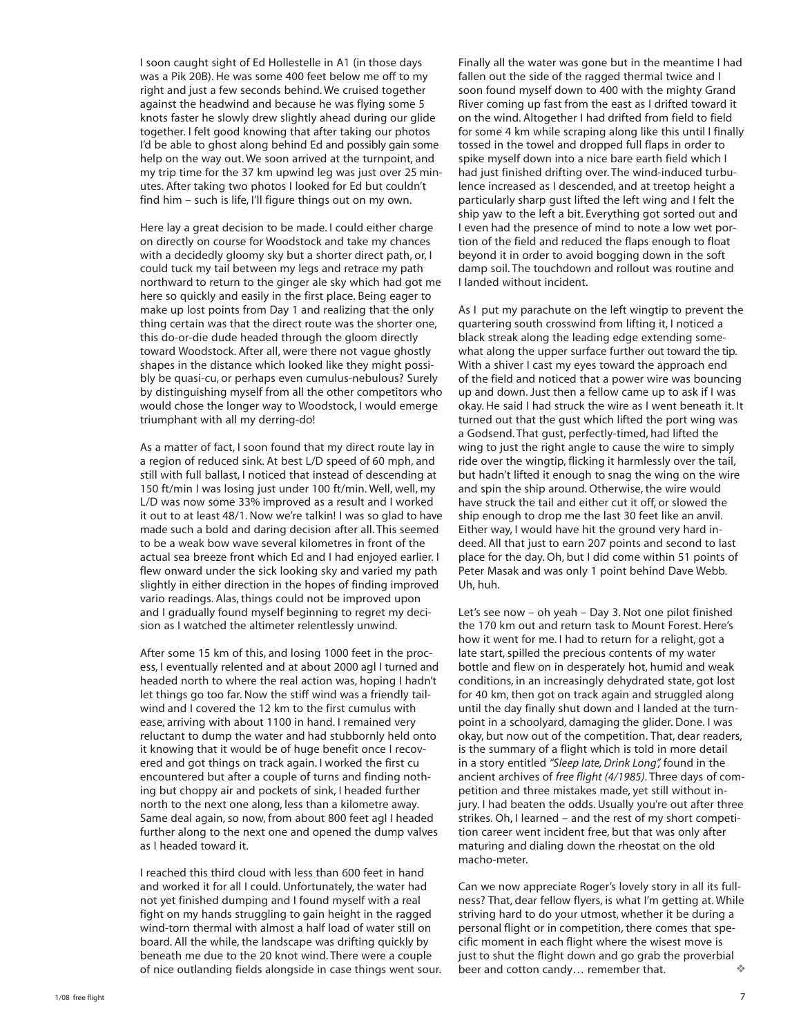I soon caught sight of Ed Hollestelle in A1 (in those days was a Pik 20B). He was some 400 feet below me off to my right and just a few seconds behind. We cruised together against the headwind and because he was flying some 5 knots faster he slowly drew slightly ahead during our glide together. I felt good knowing that after taking our photos I'd be able to ghost along behind Ed and possibly gain some help on the way out. We soon arrived at the turnpoint, and my trip time for the 37 km upwind leg was just over 25 minutes. After taking two photos I looked for Ed but couldn't find him – such is life, I'll figure things out on my own.

Here lay a great decision to be made. I could either charge on directly on course for Woodstock and take my chances with a decidedly gloomy sky but a shorter direct path, or, I could tuck my tail between my legs and retrace my path northward to return to the ginger ale sky which had got me here so quickly and easily in the first place. Being eager to make up lost points from Day 1 and realizing that the only thing certain was that the direct route was the shorter one, this do-or-die dude headed through the gloom directly toward Woodstock. After all, were there not vague ghostly shapes in the distance which looked like they might possibly be quasi-cu, or perhaps even cumulus-nebulous? Surely by distinguishing myself from all the other competitors who would chose the longer way to Woodstock, I would emerge triumphant with all my derring-do!

As a matter of fact, I soon found that my direct route lay in a region of reduced sink. At best L/D speed of 60 mph, and still with full ballast, I noticed that instead of descending at 150 ft/min I was losing just under 100 ft/min. Well, well, my L/D was now some 33% improved as a result and I worked it out to at least 48/1. Now we're talkin! I was so glad to have made such a bold and daring decision after all. This seemed to be a weak bow wave several kilometres in front of the actual sea breeze front which Ed and I had enjoyed earlier. I flew onward under the sick looking sky and varied my path slightly in either direction in the hopes of finding improved vario readings. Alas, things could not be improved upon and I gradually found myself beginning to regret my decision as I watched the altimeter relentlessly unwind.

After some 15 km of this, and losing 1000 feet in the process, I eventually relented and at about 2000 agl I turned and headed north to where the real action was, hoping I hadn't let things go too far. Now the stiff wind was a friendly tailwind and I covered the 12 km to the first cumulus with ease, arriving with about 1100 in hand. I remained very reluctant to dump the water and had stubbornly held onto it knowing that it would be of huge benefit once I recovered and got things on track again. I worked the first cu encountered but after a couple of turns and finding nothing but choppy air and pockets of sink, I headed further north to the next one along, less than a kilometre away. Same deal again, so now, from about 800 feet agl I headed further along to the next one and opened the dump valves as I headed toward it.

I reached this third cloud with less than 600 feet in hand and worked it for all I could. Unfortunately, the water had not yet finished dumping and I found myself with a real fight on my hands struggling to gain height in the ragged wind-torn thermal with almost a half load of water still on board. All the while, the landscape was drifting quickly by beneath me due to the 20 knot wind. There were a couple of nice outlanding fields alongside in case things went sour. Finally all the water was gone but in the meantime I had fallen out the side of the ragged thermal twice and I soon found myself down to 400 with the mighty Grand River coming up fast from the east as I drifted toward it on the wind. Altogether I had drifted from field to field for some 4 km while scraping along like this until I finally tossed in the towel and dropped full flaps in order to spike myself down into a nice bare earth field which I had just finished drifting over. The wind-induced turbulence increased as I descended, and at treetop height a particularly sharp gust lifted the left wing and I felt the ship yaw to the left a bit. Everything got sorted out and I even had the presence of mind to note a low wet portion of the field and reduced the flaps enough to float beyond it in order to avoid bogging down in the soft damp soil. The touchdown and rollout was routine and I landed without incident.

As I put my parachute on the left wingtip to prevent the quartering south crosswind from lifting it, I noticed a black streak along the leading edge extending somewhat along the upper surface further out toward the tip. With a shiver I cast my eyes toward the approach end of the field and noticed that a power wire was bouncing up and down. Just then a fellow came up to ask if I was okay. He said I had struck the wire as I went beneath it. It turned out that the gust which lifted the port wing was a Godsend. That gust, perfectly-timed, had lifted the wing to just the right angle to cause the wire to simply ride over the wingtip, flicking it harmlessly over the tail, but hadn't lifted it enough to snag the wing on the wire and spin the ship around. Otherwise, the wire would have struck the tail and either cut it off, or slowed the ship enough to drop me the last 30 feet like an anvil. Either way, I would have hit the ground very hard indeed. All that just to earn 207 points and second to last place for the day. Oh, but I did come within 51 points of Peter Masak and was only 1 point behind Dave Webb. Uh, huh.

Let's see now – oh yeah – Day 3. Not one pilot finished the 170 km out and return task to Mount Forest. Here's how it went for me. I had to return for a relight, got a late start, spilled the precious contents of my water bottle and flew on in desperately hot, humid and weak conditions, in an increasingly dehydrated state, got lost for 40 km, then got on track again and struggled along until the day finally shut down and I landed at the turnpoint in a schoolyard, damaging the glider. Done. I was okay, but now out of the competition. That, dear readers, is the summary of a flight which is told in more detail in a story entitled *"Sleep late, Drink Long",* found in the ancient archives of *free flight (4/1985)*. Three days of competition and three mistakes made, yet still without injury. I had beaten the odds. Usually you're out after three strikes. Oh, I learned – and the rest of my short competition career went incident free, but that was only after maturing and dialing down the rheostat on the old macho-meter.

Can we now appreciate Roger's lovely story in all its fullness? That, dear fellow flyers, is what I'm getting at. While striving hard to do your utmost, whether it be during a personal flight or in competition, there comes that specific moment in each flight where the wisest move is just to shut the flight down and go grab the proverbial beer and cotton candy… remember that. ❖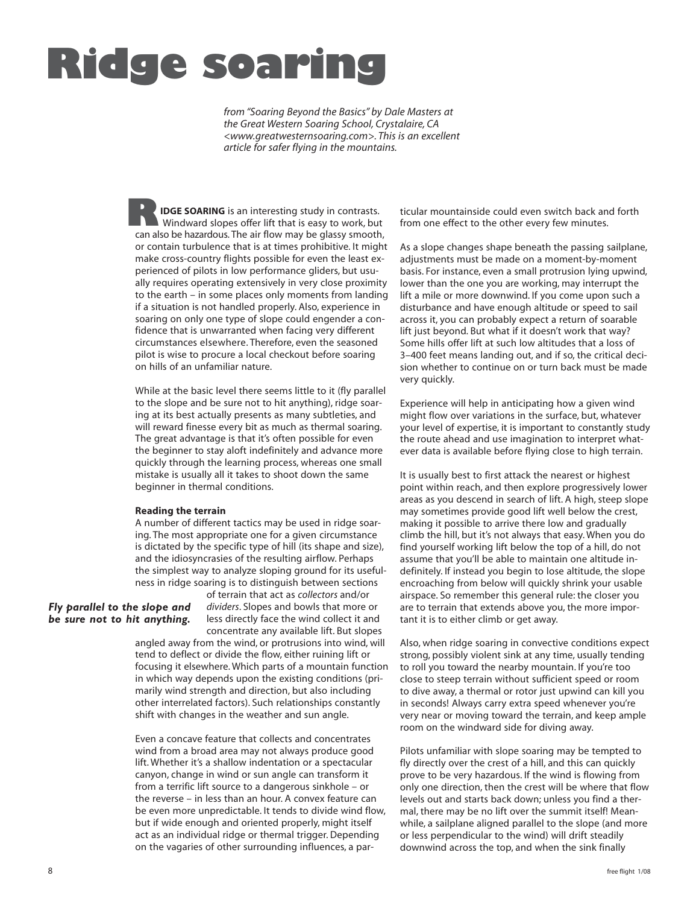# Ridge soaring

*from "Soaring Beyond the Basics" by Dale Masters at the Great Western Soaring School, Crystalaire, CA <www.greatwesternsoaring.com>. This is an excellent article for safer flying in the mountains.*

**RIDGE SOARING** is an interesting study in contrasts. Windward slopes offer lift that is easy to work, but can also be hazardous. The air flow may be glassy smooth, or contain turbulence that is at times prohibitive. It might make cross-country flights possible for even the least experienced of pilots in low performance gliders, but usually requires operating extensively in very close proximity to the earth – in some places only moments from landing if a situation is not handled properly. Also, experience in soaring on only one type of slope could engender a confidence that is unwarranted when facing very different circumstances elsewhere. Therefore, even the seasoned pilot is wise to procure a local checkout before soaring on hills of an unfamiliar nature.

While at the basic level there seems little to it (fly parallel to the slope and be sure not to hit anything), ridge soaring at its best actually presents as many subtleties, and will reward finesse every bit as much as thermal soaring. The great advantage is that it's often possible for even the beginner to stay aloft indefinitely and advance more quickly through the learning process, whereas one small mistake is usually all it takes to shoot down the same beginner in thermal conditions.

**Reading the terrain**

A number of different tactics may be used in ridge soaring. The most appropriate one for a given circumstance is dictated by the specific type of hill (its shape and size), and the idiosyncrasies of the resulting airflow. Perhaps the simplest way to analyze sloping ground for its usefulness in ridge soaring is to distinguish between sections of terrain that act as *collectors* and/or *dividers*. Slopes and bowls that more or less directly face the wind collect it and concentrate any available lift. But slopes angled away from the wind, or protrusions into wind, will tend to deflect or divide the flow, either ruining lift or focusing it elsewhere. Which parts of a mountain function in which way depends upon the existing conditions (primarily wind strength and direction, but also including other interrelated factors). Such relationships constantly shift with changes in the weather and sun angle.

***Fly parallel to the slope and be sure not to hit anything.***

Even a concave feature that collects and concentrates wind from a broad area may not always produce good lift. Whether it's a shallow indentation or a spectacular canyon, change in wind or sun angle can transform it from a terrific lift source to a dangerous sinkhole – or the reverse – in less than an hour. A convex feature can be even more unpredictable. It tends to divide wind flow, but if wide enough and oriented properly, might itself act as an individual ridge or thermal trigger. Depending on the vagaries of other surrounding influences, a particular mountainside could even switch back and forth from one effect to the other every few minutes.

As a slope changes shape beneath the passing sailplane, adjustments must be made on a moment-by-moment basis. For instance, even a small protrusion lying upwind, lower than the one you are working, may interrupt the lift a mile or more downwind. If you come upon such a disturbance and have enough altitude or speed to sail across it, you can probably expect a return of soarable lift just beyond. But what if it doesn't work that way? Some hills offer lift at such low altitudes that a loss of 3–400 feet means landing out, and if so, the critical decision whether to continue on or turn back must be made very quickly.

Experience will help in anticipating how a given wind might flow over variations in the surface, but, whatever your level of expertise, it is important to constantly study the route ahead and use imagination to interpret whatever data is available before flying close to high terrain.

It is usually best to first attack the nearest or highest point within reach, and then explore progressively lower areas as you descend in search of lift. A high, steep slope may sometimes provide good lift well below the crest, making it possible to arrive there low and gradually climb the hill, but it's not always that easy. When you do find yourself working lift below the top of a hill, do not assume that you'll be able to maintain one altitude indefinitely. If instead you begin to lose altitude, the slope encroaching from below will quickly shrink your usable airspace. So remember this general rule: the closer you are to terrain that extends above you, the more important it is to either climb or get away.

Also, when ridge soaring in convective conditions expect strong, possibly violent sink at any time, usually tending to roll you toward the nearby mountain. If you're too close to steep terrain without sufficient speed or room to dive away, a thermal or rotor just upwind can kill you in seconds! Always carry extra speed whenever you're very near or moving toward the terrain, and keep ample room on the windward side for diving away.

Pilots unfamiliar with slope soaring may be tempted to fly directly over the crest of a hill, and this can quickly prove to be very hazardous. If the wind is flowing from only one direction, then the crest will be where that flow levels out and starts back down; unless you find a thermal, there may be no lift over the summit itself! Meanwhile, a sailplane aligned parallel to the slope (and more or less perpendicular to the wind) will drift steadily downwind across the top, and when the sink finally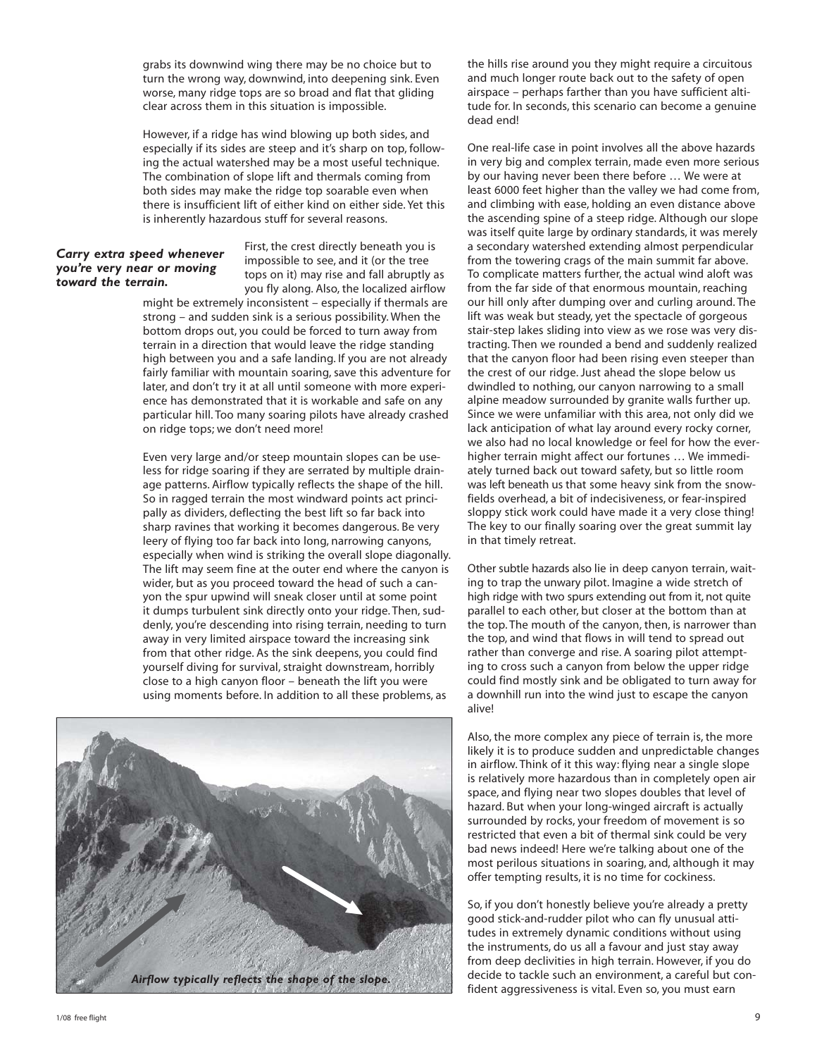grabs its downwind wing there may be no choice but to turn the wrong way, downwind, into deepening sink. Even worse, many ridge tops are so broad and flat that gliding clear across them in this situation is impossible.

However, if a ridge has wind blowing up both sides, and especially if its sides are steep and it's sharp on top, following the actual watershed may be a most useful technique. The combination of slope lift and thermals coming from both sides may make the ridge top soarable even when there is insufficient lift of either kind on either side. Yet this is inherently hazardous stuff for several reasons.

***Carry extra speed whenever you're very near or moving toward the terrain.***

First, the crest directly beneath you is impossible to see, and it (or the tree tops on it) may rise and fall abruptly as you fly along. Also, the localized airflow might be extremely inconsistent – especially if thermals are strong – and sudden sink is a serious possibility. When the bottom drops out, you could be forced to turn away from terrain in a direction that would leave the ridge standing high between you and a safe landing. If you are not already fairly familiar with mountain soaring, save this adventure for later, and don't try it at all until someone with more experience has demonstrated that it is workable and safe on any particular hill. Too many soaring pilots have already crashed on ridge tops; we don't need more!

Even very large and/or steep mountain slopes can be useless for ridge soaring if they are serrated by multiple drainage patterns. Airflow typically reflects the shape of the hill. So in ragged terrain the most windward points act principally as dividers, deflecting the best lift so far back into sharp ravines that working it becomes dangerous. Be very leery of flying too far back into long, narrowing canyons, especially when wind is striking the overall slope diagonally. The lift may seem fine at the outer end where the canyon is wider, but as you proceed toward the head of such a canyon the spur upwind will sneak closer until at some point it dumps turbulent sink directly onto your ridge. Then, suddenly, you're descending into rising terrain, needing to turn away in very limited airspace toward the increasing sink from that other ridge. As the sink deepens, you could find yourself diving for survival, straight downstream, horribly close to a high canyon floor – beneath the lift you were using moments before. In addition to all these problems, as the hills rise around you they might require a circuitous and much longer route back out to the safety of open airspace – perhaps farther than you have sufficient altitude for. In seconds, this scenario can become a genuine dead end!

*Airflow typically reflects the shape of the slope.*

One real-life case in point involves all the above hazards in very big and complex terrain, made even more serious by our having never been there before … We were at least 6000 feet higher than the valley we had come from, and climbing with ease, holding an even distance above the ascending spine of a steep ridge. Although our slope was itself quite large by ordinary standards, it was merely a secondary watershed extending almost perpendicular from the towering crags of the main summit far above. To complicate matters further, the actual wind aloft was from the far side of that enormous mountain, reaching our hill only after dumping over and curling around. The lift was weak but steady, yet the spectacle of gorgeous stair-step lakes sliding into view as we rose was very distracting. Then we rounded a bend and suddenly realized that the canyon floor had been rising even steeper than the crest of our ridge. Just ahead the slope below us dwindled to nothing, our canyon narrowing to a small alpine meadow surrounded by granite walls further up. Since we were unfamiliar with this area, not only did we lack anticipation of what lay around every rocky corner, we also had no local knowledge or feel for how the ever-higher terrain might affect our fortunes … We immediately turned back out toward safety, but so little room was left beneath us that some heavy sink from the snowfields overhead, a bit of indecisiveness, or fear-inspired sloppy stick work could have made it a very close thing! The key to our finally soaring over the great summit lay in that timely retreat.

Other subtle hazards also lie in deep canyon terrain, waiting to trap the unwary pilot. Imagine a wide stretch of high ridge with two spurs extending out from it, not quite parallel to each other, but closer at the bottom than at the top. The mouth of the canyon, then, is narrower than the top, and wind that flows in will tend to spread out rather than converge and rise. A soaring pilot attempting to cross such a canyon from below the upper ridge could find mostly sink and be obligated to turn away for a downhill run into the wind just to escape the canyon alive!

Also, the more complex any piece of terrain is, the more likely it is to produce sudden and unpredictable changes in airflow. Think of it this way: flying near a single slope is relatively more hazardous than in completely open air space, and flying near two slopes doubles that level of hazard. But when your long-winged aircraft is actually surrounded by rocks, your freedom of movement is so restricted that even a bit of thermal sink could be very bad news indeed! Here we're talking about one of the most perilous situations in soaring, and, although it may offer tempting results, it is no time for cockiness.

So, if you don't honestly believe you're already a pretty good stick-and-rudder pilot who can fly unusual attitudes in extremely dynamic conditions without using the instruments, do us all a favour and just stay away from deep declivities in high terrain. However, if you do decide to tackle such an environment, a careful but confident aggressiveness is vital. Even so, you must earn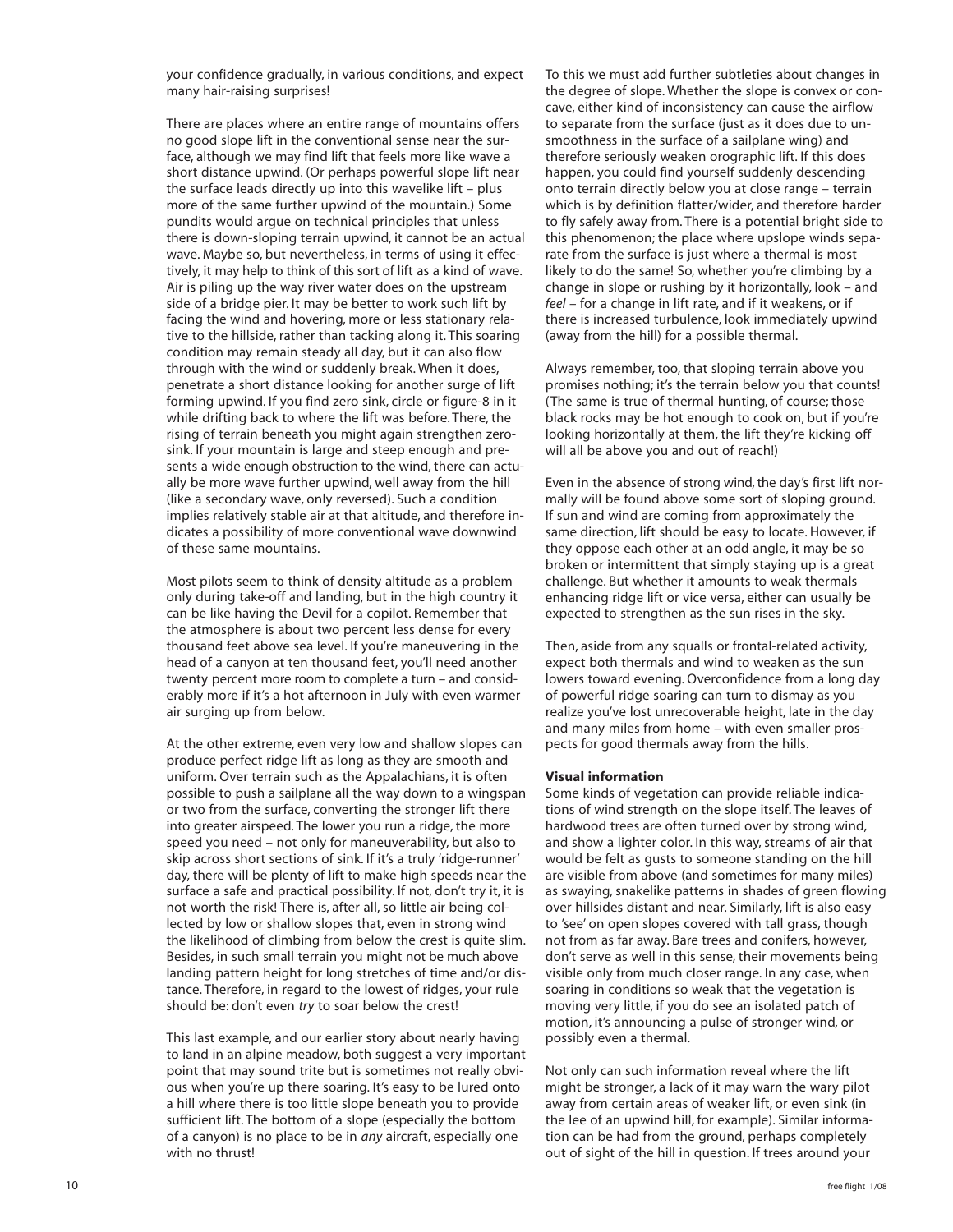your confidence gradually, in various conditions, and expect many hair-raising surprises!

There are places where an entire range of mountains offers no good slope lift in the conventional sense near the surface, although we may find lift that feels more like wave a short distance upwind. (Or perhaps powerful slope lift near the surface leads directly up into this wavelike lift – plus more of the same further upwind of the mountain.) Some pundits would argue on technical principles that unless there is down-sloping terrain upwind, it cannot be an actual wave. Maybe so, but nevertheless, in terms of using it effectively, it may help to think of this sort of lift as a kind of wave. Air is piling up the way river water does on the upstream side of a bridge pier. It may be better to work such lift by facing the wind and hovering, more or less stationary relative to the hillside, rather than tacking along it. This soaring condition may remain steady all day, but it can also flow through with the wind or suddenly break. When it does, penetrate a short distance looking for another surge of lift forming upwind. If you find zero sink, circle or figure-8 in it while drifting back to where the lift was before. There, the rising of terrain beneath you might again strengthen zero-sink. If your mountain is large and steep enough and presents a wide enough obstruction to the wind, there can actually be more wave further upwind, well away from the hill (like a secondary wave, only reversed). Such a condition implies relatively stable air at that altitude, and therefore indicates a possibility of more conventional wave downwind of these same mountains.

Most pilots seem to think of density altitude as a problem only during take-off and landing, but in the high country it can be like having the Devil for a copilot. Remember that the atmosphere is about two percent less dense for every thousand feet above sea level. If you're maneuvering in the head of a canyon at ten thousand feet, you'll need another twenty percent more room to complete a turn – and considerably more if it's a hot afternoon in July with even warmer air surging up from below.

At the other extreme, even very low and shallow slopes can produce perfect ridge lift as long as they are smooth and uniform. Over terrain such as the Appalachians, it is often possible to push a sailplane all the way down to a wingspan or two from the surface, converting the stronger lift there into greater airspeed. The lower you run a ridge, the more speed you need – not only for maneuverability, but also to skip across short sections of sink. If it's a truly 'ridge-runner' day, there will be plenty of lift to make high speeds near the surface a safe and practical possibility. If not, don't try it, it is not worth the risk! There is, after all, so little air being collected by low or shallow slopes that, even in strong wind the likelihood of climbing from below the crest is quite slim. Besides, in such small terrain you might not be much above landing pattern height for long stretches of time and/or distance. Therefore, in regard to the lowest of ridges, your rule should be: don't even *try* to soar below the crest!

This last example, and our earlier story about nearly having to land in an alpine meadow, both suggest a very important point that may sound trite but is sometimes not really obvious when you're up there soaring. It's easy to be lured onto a hill where there is too little slope beneath you to provide sufficient lift. The bottom of a slope (especially the bottom of a canyon) is no place to be in *any* aircraft, especially one with no thrust!

To this we must add further subtleties about changes in the degree of slope. Whether the slope is convex or concave, either kind of inconsistency can cause the airflow to separate from the surface (just as it does due to unsmoothness in the surface of a sailplane wing) and therefore seriously weaken orographic lift. If this does happen, you could find yourself suddenly descending onto terrain directly below you at close range – terrain which is by definition flatter/wider, and therefore harder to fly safely away from. There is a potential bright side to this phenomenon; the place where upslope winds separate from the surface is just where a thermal is most likely to do the same! So, whether you're climbing by a change in slope or rushing by it horizontally, look – and *feel* – for a change in lift rate, and if it weakens, or if there is increased turbulence, look immediately upwind (away from the hill) for a possible thermal.

Always remember, too, that sloping terrain above you promises nothing; it's the terrain below you that counts! (The same is true of thermal hunting, of course; those black rocks may be hot enough to cook on, but if you're looking horizontally at them, the lift they're kicking off will all be above you and out of reach!)

Even in the absence of strong wind, the day's first lift normally will be found above some sort of sloping ground. If sun and wind are coming from approximately the same direction, lift should be easy to locate. However, if they oppose each other at an odd angle, it may be so broken or intermittent that simply staying up is a great challenge. But whether it amounts to weak thermals enhancing ridge lift or vice versa, either can usually be expected to strengthen as the sun rises in the sky.

Then, aside from any squalls or frontal-related activity, expect both thermals and wind to weaken as the sun lowers toward evening. Overconfidence from a long day of powerful ridge soaring can turn to dismay as you realize you've lost unrecoverable height, late in the day and many miles from home – with even smaller prospects for good thermals away from the hills.

**Visual information**

Some kinds of vegetation can provide reliable indications of wind strength on the slope itself. The leaves of hardwood trees are often turned over by strong wind, and show a lighter color. In this way, streams of air that would be felt as gusts to someone standing on the hill are visible from above (and sometimes for many miles) as swaying, snakelike patterns in shades of green flowing over hillsides distant and near. Similarly, lift is also easy to 'see' on open slopes covered with tall grass, though not from as far away. Bare trees and conifers, however, don't serve as well in this sense, their movements being visible only from much closer range. In any case, when soaring in conditions so weak that the vegetation is moving very little, if you do see an isolated patch of motion, it's announcing a pulse of stronger wind, or possibly even a thermal.

Not only can such information reveal where the lift might be stronger, a lack of it may warn the wary pilot away from certain areas of weaker lift, or even sink (in the lee of an upwind hill, for example). Similar information can be had from the ground, perhaps completely out of sight of the hill in question. If trees around your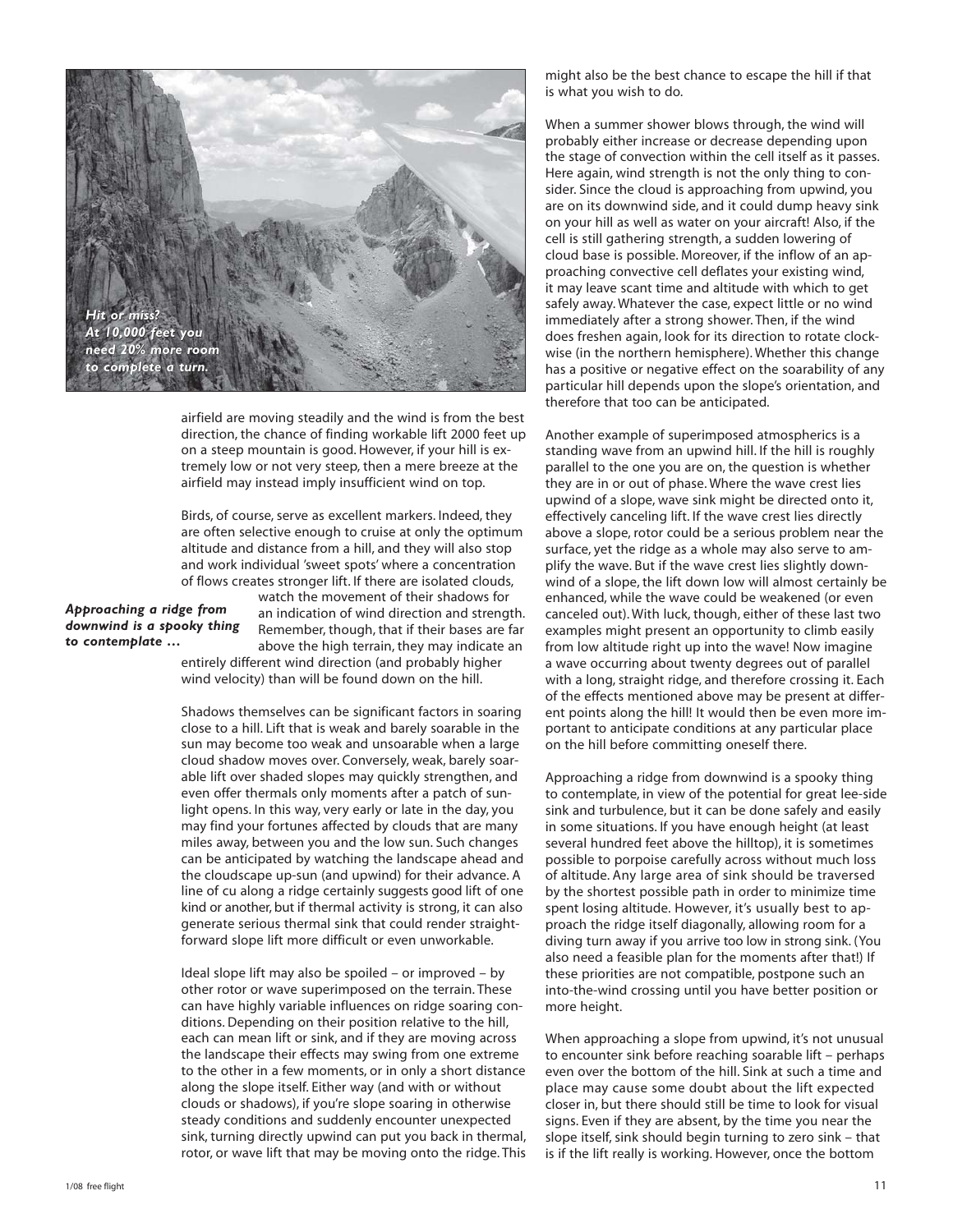*Hit or miss? At 10,000 feet you need 20% more room to complete a turn.*

airfield are moving steadily and the wind is from the best direction, the chance of finding workable lift 2000 feet up on a steep mountain is good. However, if your hill is extremely low or not very steep, then a mere breeze at the airfield may instead imply insufficient wind on top.

Birds, of course, serve as excellent markers. Indeed, they are often selective enough to cruise at only the optimum altitude and distance from a hill, and they will also stop and work individual 'sweet spots' where a concentration of flows creates stronger lift. If there are isolated clouds, watch the movement of their shadows for an indication of wind direction and strength. Remember, though, that if their bases are far above the high terrain, they may indicate an entirely different wind direction (and probably higher wind velocity) than will be found down on the hill.

*Approaching a ridge from downwind is a spooky thing to contemplate …*

Shadows themselves can be significant factors in soaring close to a hill. Lift that is weak and barely soarable in the sun may become too weak and unsoarable when a large cloud shadow moves over. Conversely, weak, barely soarable lift over shaded slopes may quickly strengthen, and even offer thermals only moments after a patch of sunlight opens. In this way, very early or late in the day, you may find your fortunes affected by clouds that are many miles away, between you and the low sun. Such changes can be anticipated by watching the landscape ahead and the cloudscape up-sun (and upwind) for their advance. A line of cu along a ridge certainly suggests good lift of one kind or another, but if thermal activity is strong, it can also generate serious thermal sink that could render straightforward slope lift more difficult or even unworkable.

Ideal slope lift may also be spoiled – or improved – by other rotor or wave superimposed on the terrain. These can have highly variable influences on ridge soaring conditions. Depending on their position relative to the hill, each can mean lift or sink, and if they are moving across the landscape their effects may swing from one extreme to the other in a few moments, or in only a short distance along the slope itself. Either way (and with or without clouds or shadows), if you're slope soaring in otherwise steady conditions and suddenly encounter unexpected sink, turning directly upwind can put you back in thermal, rotor, or wave lift that may be moving onto the ridge. This might also be the best chance to escape the hill if that is what you wish to do.

When a summer shower blows through, the wind will probably either increase or decrease depending upon the stage of convection within the cell itself as it passes. Here again, wind strength is not the only thing to consider. Since the cloud is approaching from upwind, you are on its downwind side, and it could dump heavy sink on your hill as well as water on your aircraft! Also, if the cell is still gathering strength, a sudden lowering of cloud base is possible. Moreover, if the inflow of an approaching convective cell deflates your existing wind, it may leave scant time and altitude with which to get safely away. Whatever the case, expect little or no wind immediately after a strong shower. Then, if the wind does freshen again, look for its direction to rotate clockwise (in the northern hemisphere). Whether this change has a positive or negative effect on the soarability of any particular hill depends upon the slope's orientation, and therefore that too can be anticipated.

Another example of superimposed atmospherics is a standing wave from an upwind hill. If the hill is roughly parallel to the one you are on, the question is whether they are in or out of phase. Where the wave crest lies upwind of a slope, wave sink might be directed onto it, effectively canceling lift. If the wave crest lies directly above a slope, rotor could be a serious problem near the surface, yet the ridge as a whole may also serve to amplify the wave. But if the wave crest lies slightly downwind of a slope, the lift down low will almost certainly be enhanced, while the wave could be weakened (or even canceled out). With luck, though, either of these last two examples might present an opportunity to climb easily from low altitude right up into the wave! Now imagine a wave occurring about twenty degrees out of parallel with a long, straight ridge, and therefore crossing it. Each of the effects mentioned above may be present at different points along the hill! It would then be even more important to anticipate conditions at any particular place on the hill before committing oneself there.

Approaching a ridge from downwind is a spooky thing to contemplate, in view of the potential for great lee-side sink and turbulence, but it can be done safely and easily in some situations. If you have enough height (at least several hundred feet above the hilltop), it is sometimes possible to porpoise carefully across without much loss of altitude. Any large area of sink should be traversed by the shortest possible path in order to minimize time spent losing altitude. However, it's usually best to approach the ridge itself diagonally, allowing room for a diving turn away if you arrive too low in strong sink. (You also need a feasible plan for the moments after that!) If these priorities are not compatible, postpone such an into-the-wind crossing until you have better position or more height.

When approaching a slope from upwind, it's not unusual to encounter sink before reaching soarable lift – perhaps even over the bottom of the hill. Sink at such a time and place may cause some doubt about the lift expected closer in, but there should still be time to look for visual signs. Even if they are absent, by the time you near the slope itself, sink should begin turning to zero sink – that is if the lift really is working. However, once the bottom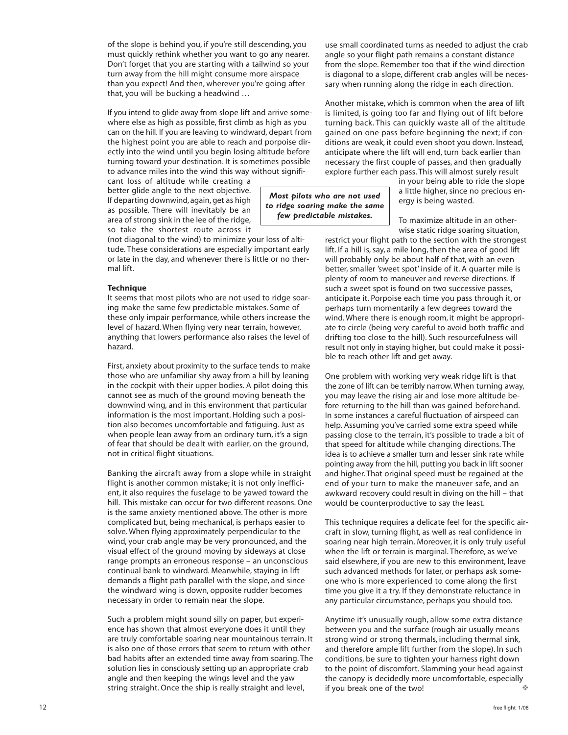of the slope is behind you, if you're still descending, you must quickly rethink whether you want to go any nearer. Don't forget that you are starting with a tailwind so your turn away from the hill might consume more airspace than you expect! And then, wherever you're going after that, you will be bucking a headwind …

If you intend to glide away from slope lift and arrive somewhere else as high as possible, first climb as high as you can on the hill. If you are leaving to windward, depart from the highest point you are able to reach and porpoise directly into the wind until you begin losing altitude before turning toward your destination. It is sometimes possible to advance miles into the wind this way without significant loss of altitude while creating a better glide angle to the next objective. If departing downwind, again, get as high as possible. There will inevitably be an area of strong sink in the lee of the ridge, so take the shortest route across it (not diagonal to the wind) to minimize your loss of altitude. These considerations are especially important early or late in the day, and whenever there is little or no thermal lift.

**Technique**

It seems that most pilots who are not used to ridge soaring make the same few predictable mistakes. Some of these only impair performance, while others increase the level of hazard. When flying very near terrain, however, anything that lowers performance also raises the level of hazard.

First, anxiety about proximity to the surface tends to make those who are unfamiliar shy away from a hill by leaning in the cockpit with their upper bodies. A pilot doing this cannot see as much of the ground moving beneath the downwind wing, and in this environment that particular information is the most important. Holding such a position also becomes uncomfortable and fatiguing. Just as when people lean away from an ordinary turn, it's a sign of fear that should be dealt with earlier, on the ground, not in critical flight situations.

Banking the aircraft away from a slope while in straight flight is another common mistake; it is not only inefficient, it also requires the fuselage to be yawed toward the hill. This mistake can occur for two different reasons. One is the same anxiety mentioned above. The other is more complicated but, being mechanical, is perhaps easier to solve. When flying approximately perpendicular to the wind, your crab angle may be very pronounced, and the visual effect of the ground moving by sideways at close range prompts an erroneous response – an unconscious continual bank to windward. Meanwhile, staying in lift demands a flight path parallel with the slope, and since the windward wing is down, opposite rudder becomes necessary in order to remain near the slope.

Such a problem might sound silly on paper, but experience has shown that almost everyone does it until they are truly comfortable soaring near mountainous terrain. It is also one of those errors that seem to return with other bad habits after an extended time away from soaring. The solution lies in consciously setting up an appropriate crab angle and then keeping the wings level and the yaw string straight. Once the ship is really straight and level, use small coordinated turns as needed to adjust the crab angle so your flight path remains a constant distance from the slope. Remember too that if the wind direction is diagonal to a slope, different crab angles will be necessary when running along the ridge in each direction.

Another mistake, which is common when the area of lift is limited, is going too far and flying out of lift before turning back. This can quickly waste all of the altitude gained on one pass before beginning the next; if conditions are weak, it could even shoot you down. Instead, anticipate where the lift will end, turn back earlier than necessary the first couple of passes, and then gradually explore further each pass. This will almost surely result in your being able to ride the slope a little higher, since no precious energy is being wasted.

> ***Most pilots who are not used to ridge soaring make the same few predictable mistakes.***

To maximize altitude in an otherwise static ridge soaring situation, restrict your flight path to the section with the strongest lift. If a hill is, say, a mile long, then the area of good lift will probably only be about half of that, with an even better, smaller 'sweet spot' inside of it. A quarter mile is plenty of room to maneuver and reverse directions. If such a sweet spot is found on two successive passes, anticipate it. Porpoise each time you pass through it, or perhaps turn momentarily a few degrees toward the wind. Where there is enough room, it might be appropriate to circle (being very careful to avoid both traffic and drifting too close to the hill). Such resourcefulness will result not only in staying higher, but could make it possible to reach other lift and get away.

One problem with working very weak ridge lift is that the zone of lift can be terribly narrow. When turning away, you may leave the rising air and lose more altitude before returning to the hill than was gained beforehand. In some instances a careful fluctuation of airspeed can help. Assuming you've carried some extra speed while passing close to the terrain, it's possible to trade a bit of that speed for altitude while changing directions. The idea is to achieve a smaller turn and lesser sink rate while pointing away from the hill, putting you back in lift sooner and higher. That original speed must be regained at the end of your turn to make the maneuver safe, and an awkward recovery could result in diving on the hill – that would be counterproductive to say the least.

This technique requires a delicate feel for the specific aircraft in slow, turning flight, as well as real confidence in soaring near high terrain. Moreover, it is only truly useful when the lift or terrain is marginal. Therefore, as we've said elsewhere, if you are new to this environment, leave such advanced methods for later, or perhaps ask someone who is more experienced to come along the first time you give it a try. If they demonstrate reluctance in any particular circumstance, perhaps you should too.

Anytime it's unusually rough, allow some extra distance between you and the surface (rough air usually means strong wind or strong thermals, including thermal sink, and therefore ample lift further from the slope). In such conditions, be sure to tighten your harness right down to the point of discomfort. Slamming your head against the canopy is decidedly more uncomfortable, especially if you break one of the two! ❖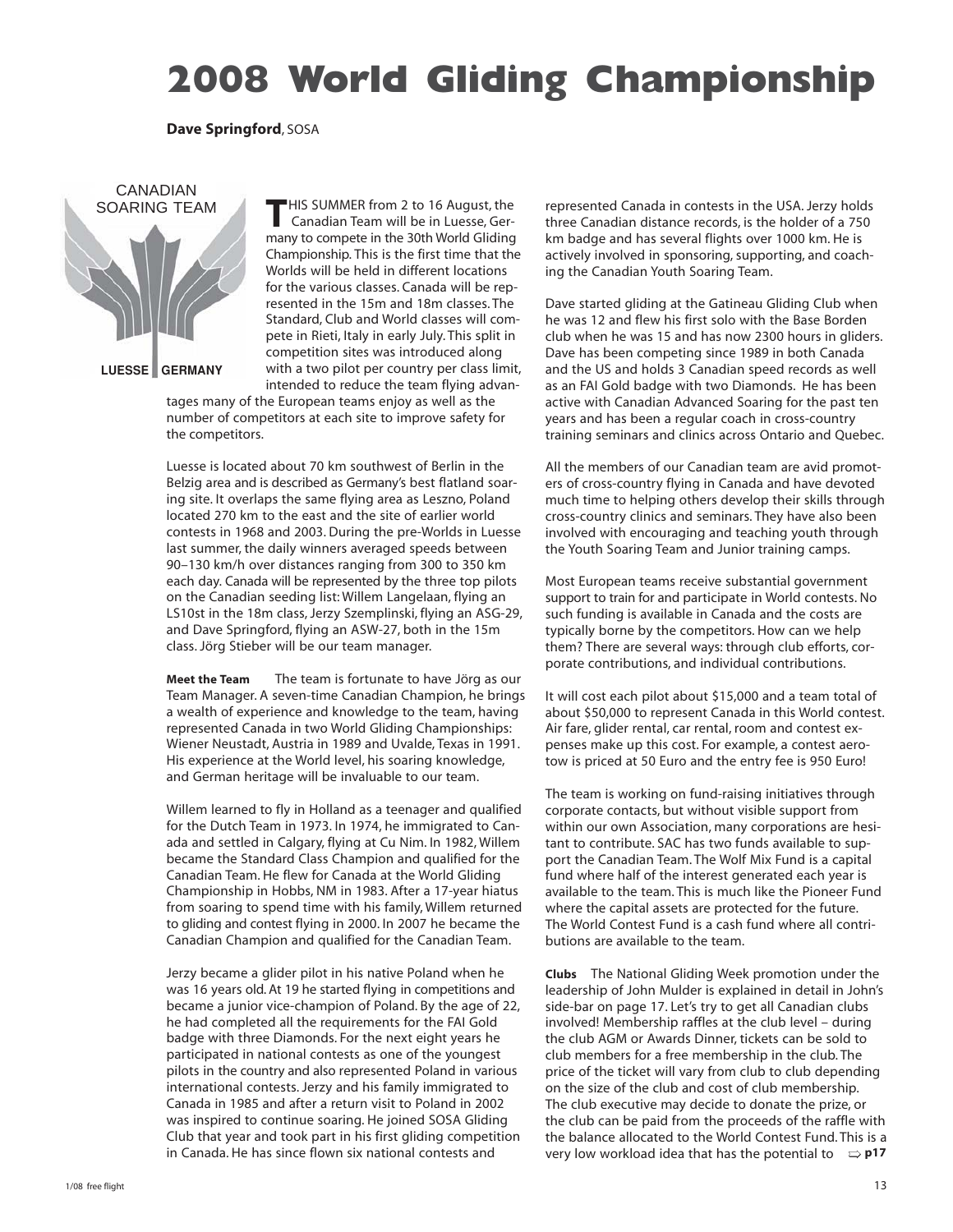# 2008 World Gliding Championship

**Dave Springford**, SOSA

CANADIAN SOARING TEAM

LUESSE GERMANY

THIS SUMMER from 2 to 16 August, the Canadian Team will be in Luesse, Germany to compete in the 30th World Gliding Championship. This is the first time that the Worlds will be held in different locations for the various classes. Canada will be represented in the 15m and 18m classes. The Standard, Club and World classes will compete in Rieti, Italy in early July. This split in competition sites was introduced along with a two pilot per country per class limit, intended to reduce the team flying advantages many of the European teams enjoy as well as the number of competitors at each site to improve safety for the competitors.

Luesse is located about 70 km southwest of Berlin in the Belzig area and is described as Germany's best flatland soaring site. It overlaps the same flying area as Leszno, Poland located 270 km to the east and the site of earlier world contests in 1968 and 2003. During the pre-Worlds in Luesse last summer, the daily winners averaged speeds between 90–130 km/h over distances ranging from 300 to 350 km each day. Canada will be represented by the three top pilots on the Canadian seeding list: Willem Langelaan, flying an LS10st in the 18m class, Jerzy Szemplinski, flying an ASG-29, and Dave Springford, flying an ASW-27, both in the 15m class. Jörg Stieber will be our team manager.

**Meet the Team** The team is fortunate to have Jörg as our Team Manager. A seven-time Canadian Champion, he brings a wealth of experience and knowledge to the team, having represented Canada in two World Gliding Championships: Wiener Neustadt, Austria in 1989 and Uvalde, Texas in 1991. His experience at the World level, his soaring knowledge, and German heritage will be invaluable to our team.

Willem learned to fly in Holland as a teenager and qualified for the Dutch Team in 1973. In 1974, he immigrated to Canada and settled in Calgary, flying at Cu Nim. In 1982, Willem became the Standard Class Champion and qualified for the Canadian Team. He flew for Canada at the World Gliding Championship in Hobbs, NM in 1983. After a 17-year hiatus from soaring to spend time with his family, Willem returned to gliding and contest flying in 2000. In 2007 he became the Canadian Champion and qualified for the Canadian Team.

Jerzy became a glider pilot in his native Poland when he was 16 years old. At 19 he started flying in competitions and became a junior vice-champion of Poland. By the age of 22, he had completed all the requirements for the FAI Gold badge with three Diamonds. For the next eight years he participated in national contests as one of the youngest pilots in the country and also represented Poland in various international contests. Jerzy and his family immigrated to Canada in 1985 and after a return visit to Poland in 2002 was inspired to continue soaring. He joined SOSA Gliding Club that year and took part in his first gliding competition in Canada. He has since flown six national contests and represented Canada in contests in the USA. Jerzy holds three Canadian distance records, is the holder of a 750 km badge and has several flights over 1000 km. He is actively involved in sponsoring, supporting, and coaching the Canadian Youth Soaring Team.

Dave started gliding at the Gatineau Gliding Club when he was 12 and flew his first solo with the Base Borden club when he was 15 and has now 2300 hours in gliders. Dave has been competing since 1989 in both Canada and the US and holds 3 Canadian speed records as well as an FAI Gold badge with two Diamonds. He has been active with Canadian Advanced Soaring for the past ten years and has been a regular coach in cross-country training seminars and clinics across Ontario and Quebec.

All the members of our Canadian team are avid promoters of cross-country flying in Canada and have devoted much time to helping others develop their skills through cross-country clinics and seminars. They have also been involved with encouraging and teaching youth through the Youth Soaring Team and Junior training camps.

Most European teams receive substantial government support to train for and participate in World contests. No such funding is available in Canada and the costs are typically borne by the competitors. How can we help them? There are several ways: through club efforts, corporate contributions, and individual contributions.

It will cost each pilot about $15,000 and a team total of about $50,000 to represent Canada in this World contest. Air fare, glider rental, car rental, room and contest expenses make up this cost. For example, a contest aerotow is priced at 50 Euro and the entry fee is 950 Euro!

The team is working on fund-raising initiatives through corporate contacts, but without visible support from within our own Association, many corporations are hesitant to contribute. SAC has two funds available to support the Canadian Team. The Wolf Mix Fund is a capital fund where half of the interest generated each year is available to the team. This is much like the Pioneer Fund where the capital assets are protected for the future. The World Contest Fund is a cash fund where all contributions are available to the team.

**Clubs** The National Gliding Week promotion under the leadership of John Mulder is explained in detail in John's side-bar on page 17. Let's try to get all Canadian clubs involved! Membership raffles at the club level – during the club AGM or Awards Dinner, tickets can be sold to club members for a free membership in the club. The price of the ticket will vary from club to club depending on the size of the club and cost of club membership. The club executive may decide to donate the prize, or the club can be paid from the proceeds of the raffle with the balance allocated to the World Contest Fund. This is a very low workload idea that has the potential to ⇨ p17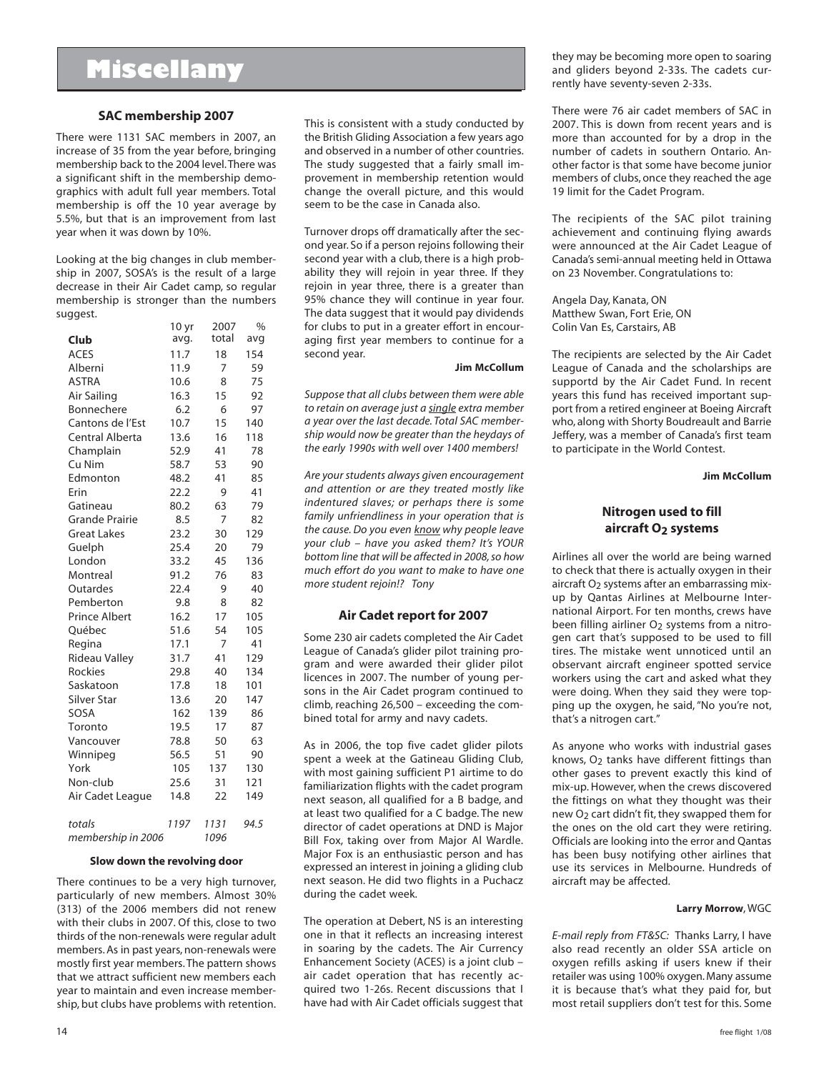# Miscellany

## SAC membership 2007

There were 1131 SAC members in 2007, an increase of 35 from the year before, bringing membership back to the 2004 level. There was a significant shift in the membership demographics with adult full year members. Total membership is off the 10 year average by 5.5%, but that is an improvement from last year when it was down by 10%.

Looking at the big changes in club membership in 2007, SOSA's is the result of a large decrease in their Air Cadet camp, so regular membership is stronger than the numbers suggest.

| Club | 10 yr avg. | 2007 total | % avg |
|---|---|---|---|
| ACES | 11.7 | 18 | 154 |
| Alberni | 11.9 | 7 | 59 |
| ASTRA | 10.6 | 8 | 75 |
| Air Sailing | 16.3 | 15 | 92 |
| Bonnechere | 6.2 | 6 | 97 |
| Cantons de l'Est | 10.7 | 15 | 140 |
| Central Alberta | 13.6 | 16 | 118 |
| Champlain | 52.9 | 41 | 78 |
| Cu Nim | 58.7 | 53 | 90 |
| Edmonton | 48.2 | 41 | 85 |
| Erin | 22.2 | 9 | 41 |
| Gatineau | 80.2 | 63 | 79 |
| Grande Prairie | 8.5 | 7 | 82 |
| Great Lakes | 23.2 | 30 | 129 |
| Guelph | 25.4 | 20 | 79 |
| London | 33.2 | 45 | 136 |
| Montreal | 91.2 | 76 | 83 |
| Outardes | 22.4 | 9 | 40 |
| Pemberton | 9.8 | 8 | 82 |
| Prince Albert | 16.2 | 17 | 105 |
| Québec | 51.6 | 54 | 105 |
| Regina | 17.1 | 7 | 41 |
| Rideau Valley | 31.7 | 41 | 129 |
| Rockies | 29.8 | 40 | 134 |
| Saskatoon | 17.8 | 18 | 101 |
| Silver Star | 13.6 | 20 | 147 |
| SOSA | 162 | 139 | 86 |
| Toronto | 19.5 | 17 | 87 |
| Vancouver | 78.8 | 50 | 63 |
| Winnipeg | 56.5 | 51 | 90 |
| York | 105 | 137 | 130 |
| Non-club | 25.6 | 31 | 121 |
| Air Cadet League | 14.8 | 22 | 149 |
| *totals* | *1197* | *1131* | *94.5* |
| *membership in 2006* | | *1096* | |

### Slow down the revolving door

There continues to be a very high turnover, particularly of new members. Almost 30% (313) of the 2006 members did not renew with their clubs in 2007. Of this, close to two thirds of the non-renewals were regular adult members. As in past years, non-renewals were mostly first year members. The pattern shows that we attract sufficient new members each year to maintain and even increase membership, but clubs have problems with retention. This is consistent with a study conducted by the British Gliding Association a few years ago and observed in a number of other countries. The study suggested that a fairly small improvement in membership retention would change the overall picture, and this would seem to be the case in Canada also.

Turnover drops off dramatically after the second year. So if a person rejoins following their second year with a club, there is a high probability they will rejoin in year three. If they rejoin in year three, there is a greater than 95% chance they will continue in year four. The data suggest that it would pay dividends for clubs to put in a greater effort in encouraging first year members to continue for a second year.

**Jim McCollum**

*Suppose that all clubs between them were able to retain on average just a single extra member a year over the last decade. Total SAC membership would now be greater than the heydays of the early 1990s with well over 1400 members!*

*Are your students always given encouragement and attention or are they treated mostly like indentured slaves; or perhaps there is some family unfriendliness in your operation that is the cause. Do you even know why people leave your club – have you asked them? It's YOUR bottom line that will be affected in 2008, so how much effort do you want to make to have one more student rejoin!? Tony*

## Air Cadet report for 2007

Some 230 air cadets completed the Air Cadet League of Canada's glider pilot training program and were awarded their glider pilot licences in 2007. The number of young persons in the Air Cadet program continued to climb, reaching 26,500 – exceeding the combined total for army and navy cadets.

As in 2006, the top five cadet glider pilots spent a week at the Gatineau Gliding Club, with most gaining sufficient P1 airtime to do familiarization flights with the cadet program next season, all qualified for a B badge, and at least two qualified for a C badge. The new director of cadet operations at DND is Major Bill Fox, taking over from Major Al Wardle. Major Fox is an enthusiastic person and has expressed an interest in joining a gliding club next season. He did two flights in a Puchacz during the cadet week.

The operation at Debert, NS is an interesting one in that it reflects an increasing interest in soaring by the cadets. The Air Currency Enhancement Society (ACES) is a joint club – air cadet operation that has recently acquired two 1-26s. Recent discussions that I have had with Air Cadet officials suggest that they may be becoming more open to soaring and gliders beyond 2-33s. The cadets currently have seventy-seven 2-33s.

There were 76 air cadet members of SAC in 2007. This is down from recent years and is more than accounted for by a drop in the number of cadets in southern Ontario. Another factor is that some have become junior members of clubs, once they reached the age 19 limit for the Cadet Program.

The recipients of the SAC pilot training achievement and continuing flying awards were announced at the Air Cadet League of Canada's semi-annual meeting held in Ottawa on 23 November. Congratulations to:

Angela Day, Kanata, ON
Matthew Swan, Fort Erie, ON
Colin Van Es, Carstairs, AB

The recipients are selected by the Air Cadet League of Canada and the scholarships are supportd by the Air Cadet Fund. In recent years this fund has received important support from a retired engineer at Boeing Aircraft who, along with Shorty Boudreault and Barrie Jeffery, was a member of Canada's first team to participate in the World Contest.

**Jim McCollum**

## Nitrogen used to fill aircraft $O_2$ systems

Airlines all over the world are being warned to check that there is actually oxygen in their aircraft $O_2$ systems after an embarrassing mix-up by Qantas Airlines at Melbourne International Airport. For ten months, crews have been filling airliner $O_2$ systems from a nitrogen cart that's supposed to be used to fill tires. The mistake went unnoticed until an observant aircraft engineer spotted service workers using the cart and asked what they were doing. When they said they were topping up the oxygen, he said, "No you're not, that's a nitrogen cart."

As anyone who works with industrial gases knows, $O_2$ tanks have different fittings than other gases to prevent exactly this kind of mix-up. However, when the crews discovered the fittings on what they thought was their new $O_2$ cart didn't fit, they swapped them for the ones on the old cart they were retiring. Officials are looking into the error and Qantas has been busy notifying other airlines that use its services in Melbourne. Hundreds of aircraft may be affected.

**Larry Morrow**, WGC

*E-mail reply from FT&SC:* Thanks Larry, I have also read recently an older SSA article on oxygen refills asking if users knew if their retailer was using 100% oxygen. Many assume it is because that's what they paid for, but most retail suppliers don't test for this. Some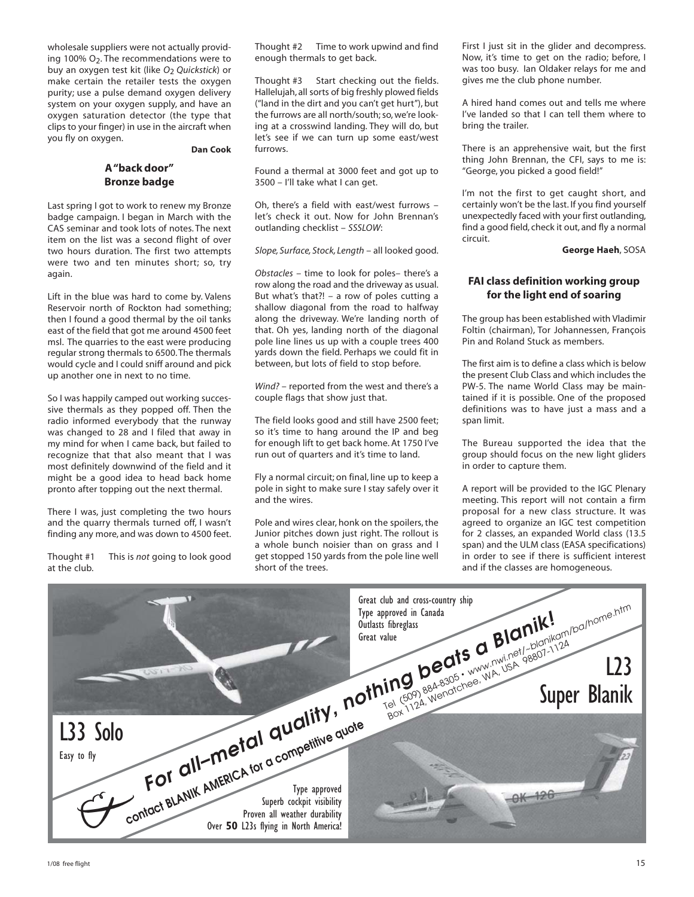wholesale suppliers were not actually providing 100% $O_2$. The recommendations were to buy an oxygen test kit (like $O_2$ *Quickstick*) or make certain the retailer tests the oxygen purity; use a pulse demand oxygen delivery system on your oxygen supply, and have an oxygen saturation detector (the type that clips to your finger) in use in the aircraft when you fly on oxygen.

**Dan Cook**

## A "back door" Bronze badge

Last spring I got to work to renew my Bronze badge campaign. I began in March with the CAS seminar and took lots of notes. The next item on the list was a second flight of over two hours duration. The first two attempts were two and ten minutes short; so, try again.

Lift in the blue was hard to come by. Valens Reservoir north of Rockton had something; then I found a good thermal by the oil tanks east of the field that got me around 4500 feet msl. The quarries to the east were producing regular strong thermals to 6500. The thermals would cycle and I could sniff around and pick up another one in next to no time.

So I was happily camped out working successive thermals as they popped off. Then the radio informed everybody that the runway was changed to 28 and I filed that away in my mind for when I came back, but failed to recognize that that also meant that I was most definitely downwind of the field and it might be a good idea to head back home pronto after topping out the next thermal.

There I was, just completing the two hours and the quarry thermals turned off, I wasn't finding any more, and was down to 4500 feet.

Thought #1 This is *not* going to look good at the club.

Thought #2 Time to work upwind and find enough thermals to get back.

Thought #3 Start checking out the fields. Hallelujah, all sorts of big freshly plowed fields ("land in the dirt and you can't get hurt"), but the furrows are all north/south; so, we're looking at a crosswind landing. They will do, but let's see if we can turn up some east/west furrows.

Found a thermal at 3000 feet and got up to 3500 – I'll take what I can get.

Oh, there's a field with east/west furrows – let's check it out. Now for John Brennan's outlanding checklist – *SSSLOW*:

*Slope, Surface, Stock, Length* – all looked good.

*Obstacles* – time to look for poles– there's a row along the road and the driveway as usual. But what's that?! – a row of poles cutting a shallow diagonal from the road to halfway along the driveway. We're landing north of that. Oh yes, landing north of the diagonal pole line lines us up with a couple trees 400 yards down the field. Perhaps we could fit in between, but lots of field to stop before.

*Wind?* – reported from the west and there's a couple flags that show just that.

The field looks good and still have 2500 feet; so it's time to hang around the IP and beg for enough lift to get back home. At 1750 I've run out of quarters and it's time to land.

Fly a normal circuit; on final, line up to keep a pole in sight to make sure I stay safely over it and the wires.

Pole and wires clear, honk on the spoilers, the Junior pitches down just right. The rollout is a whole bunch noisier than on grass and I get stopped 150 yards from the pole line well short of the trees.

First I just sit in the glider and decompress. Now, it's time to get on the radio; before, I was too busy. Ian Oldaker relays for me and gives me the club phone number.

A hired hand comes out and tells me where I've landed so that I can tell them where to bring the trailer.

There is an apprehensive wait, but the first thing John Brennan, the CFI, says to me is: "George, you picked a good field!"

I'm not the first to get caught short, and certainly won't be the last. If you find yourself unexpectedly faced with your first outlanding, find a good field, check it out, and fly a normal circuit.

**George Haeh**, SOSA

## FAI class definition working group for the light end of soaring

The group has been established with Vladimir Foltin (chairman), Tor Johannessen, François Pin and Roland Stuck as members.

The first aim is to define a class which is below the present Club Class and which includes the PW-5. The name World Class may be maintained if it is possible. One of the proposed definitions was to have just a mass and a span limit.

The Bureau supported the idea that the group should focus on the new light gliders in order to capture them.

A report will be provided to the IGC Plenary meeting. This report will not contain a firm proposal for a new class structure. It was agreed to organize an IGC test competition for 2 classes, an expanded World class (13.5 span) and the ULM class (EASA specifications) in order to see if there is sufficient interest and if the classes are homogeneous.

Great club and cross-country ship
Type approved in Canada
Outlasts fibreglass
Great value

**nothing beats a Blanik!**

Tel (509) 884-8305 • www.nwi.net/~blanikam/ba/home.htm
Box 1124, Wenatchee, WA, USA 98807-1124

**L23 Super Blanik**

**L33 Solo**
Easy to fly

**For all-metal quality,** contact BLANIK AMERICA for a competitive quote

Type approved
Superb cockpit visibility
Proven all weather durability
Over **50** L23s flying in North America!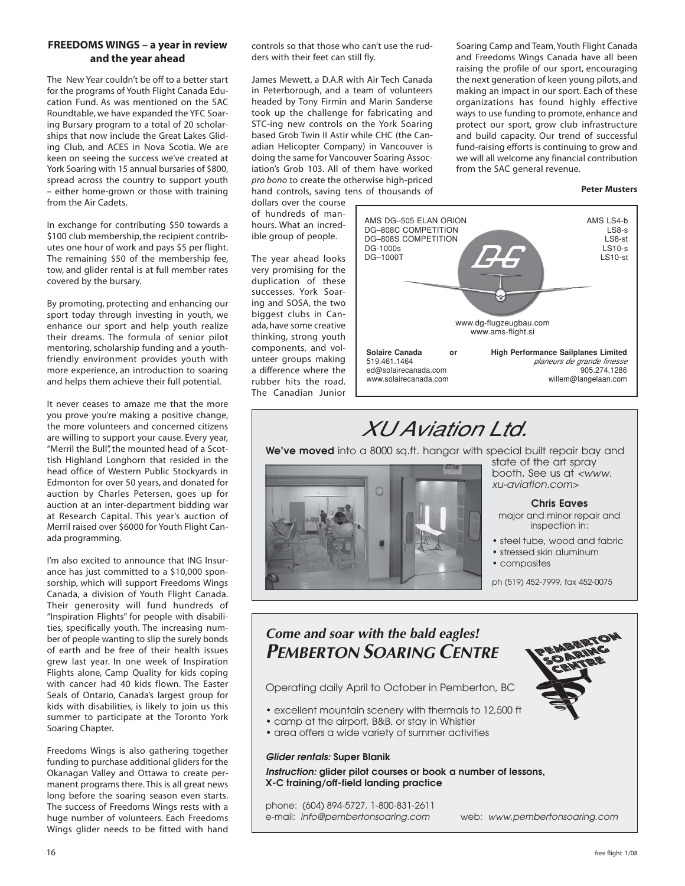### FREEDOMS WINGS – a year in review and the year ahead

The New Year couldn't be off to a better start for the programs of Youth Flight Canada Education Fund. As was mentioned on the SAC Roundtable, we have expanded the YFC Soaring Bursary program to a total of 20 scholarships that now include the Great Lakes Gliding Club, and ACES in Nova Scotia. We are keen on seeing the success we've created at York Soaring with 15 annual bursaries of $800, spread across the country to support youth – either home-grown or those with training from the Air Cadets.

In exchange for contributing $50 towards a $100 club membership, the recipient contributes one hour of work and pays $5 per flight. The remaining $50 of the membership fee, tow, and glider rental is at full member rates covered by the bursary.

By promoting, protecting and enhancing our sport today through investing in youth, we enhance our sport and help youth realize their dreams. The formula of senior pilot mentoring, scholarship funding and a youth-friendly environment provides youth with more experience, an introduction to soaring and helps them achieve their full potential.

It never ceases to amaze me that the more you prove you're making a positive change, the more volunteers and concerned citizens are willing to support your cause. Every year, "Merril the Bull", the mounted head of a Scottish Highland Longhorn that resided in the head office of Western Public Stockyards in Edmonton for over 50 years, and donated for auction by Charles Petersen, goes up for auction at an inter-department bidding war at Research Capital. This year's auction of Merril raised over $6000 for Youth Flight Canada programming.

I'm also excited to announce that ING Insurance has just committed to a $10,000 sponsorship, which will support Freedoms Wings Canada, a division of Youth Flight Canada. Their generosity will fund hundreds of "Inspiration Flights" for people with disabilities, specifically youth. The increasing number of people wanting to slip the surely bonds of earth and be free of their health issues grew last year. In one week of Inspiration Flights alone, Camp Quality for kids coping with cancer had 40 kids flown. The Easter Seals of Ontario, Canada's largest group for kids with disabilities, is likely to join us this summer to participate at the Toronto York Soaring Chapter.

Freedoms Wings is also gathering together funding to purchase additional gliders for the Okanagan Valley and Ottawa to create permanent programs there. This is all great news long before the soaring season even starts. The success of Freedoms Wings rests with a huge number of volunteers. Each Freedoms Wings glider needs to be fitted with hand controls so that those who can't use the rudders with their feet can still fly.

James Mewett, a D.A.R with Air Tech Canada in Peterborough, and a team of volunteers headed by Tony Firmin and Marin Sanderse took up the challenge for fabricating and STC-ing new controls on the York Soaring based Grob Twin II Astir while CHC (the Canadian Helicopter Company) in Vancouver is doing the same for Vancouver Soaring Association's Grob 103. All of them have worked *pro bono* to create the otherwise high-priced hand controls, saving tens of thousands of dollars over the course of hundreds of man-hours. What an incredible group of people.

The year ahead looks very promising for the duplication of these successes. York Soaring and SOSA, the two biggest clubs in Canada, have some creative thinking, strong youth components, and volunteer groups making a difference where the rubber hits the road. The Canadian Junior Soaring Camp and Team, Youth Flight Canada and Freedoms Wings Canada have all been raising the profile of our sport, encouraging the next generation of keen young pilots, and making an impact in our sport. Each of these organizations has found highly effective ways to use funding to promote, enhance and protect our sport, grow club infrastructure and build capacity. Our trend of successful fund-raising efforts is continuing to grow and we will all welcome any financial contribution from the SAC general revenue.

**Peter Musters**

---

AMS DG–505 ELAN ORION
DG–808C COMPETITION
DG–808S COMPETITION
DG-1000s
DG–1000T

AMS LS4-b
LS8-s
LS8-st
LS10-s
LS10-st

www.dg-flugzeugbau.com
www.ams-flight.si

**Solaire Canada**
519.461.1464
ed@solairecanada.com
www.solairecanada.com

**or**

**High Performance Sailplanes Limited**
*planeurs de grande finesse*
905.274.1286
willem@langelaan.com

---

# XU Aviation Ltd.

**We've moved** into a 8000 sq.ft. hangar with special built repair bay and state of the art spray booth. See us at *<www.xu-aviation.com>*

**Chris Eaves**
major and minor repair and inspection in:

- steel tube, wood and fabric
- stressed skin aluminum
- composites

ph (519) 452-7999, fax 452-0075

---

## *Come and soar with the bald eagles!*
## *PEMBERTON SOARING CENTRE*

Operating daily April to October in Pemberton, BC

- excellent mountain scenery with thermals to 12,500 ft
- camp at the airport, B&B, or stay in Whistler
- area offers a wide variety of summer activities

***Glider rentals:*** **Super Blanik**

***Instruction:*** **glider pilot courses or book a number of lessons, X-C training/off-field landing practice**

phone: (604) 894-5727, 1-800-831-2611
e-mail: *info@pembertonsoaring.com*
web: *www.pembertonsoaring.com*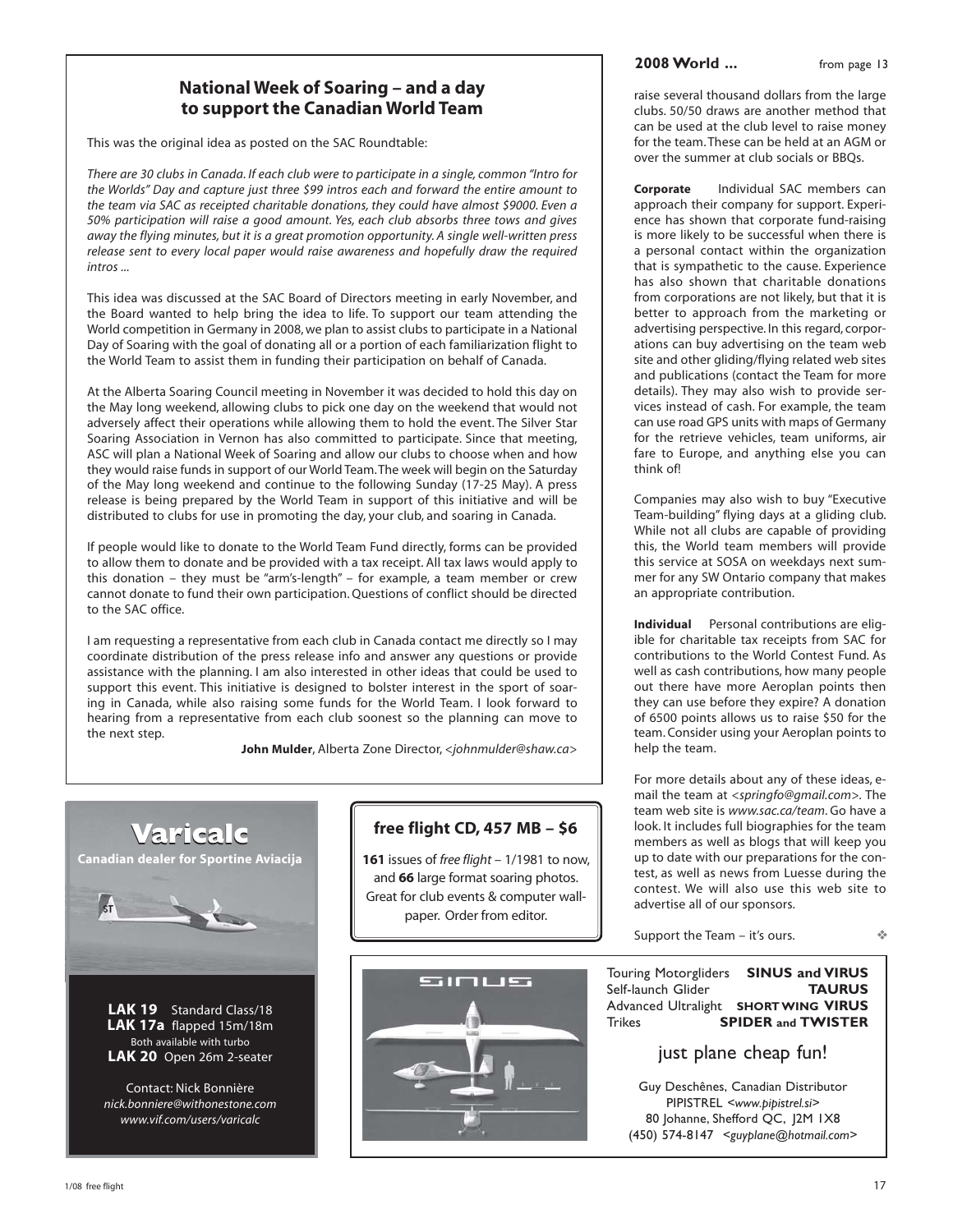## National Week of Soaring – and a day to support the Canadian World Team

This was the original idea as posted on the SAC Roundtable:

*There are 30 clubs in Canada. If each club were to participate in a single, common "Intro for the Worlds" Day and capture just three $99 intros each and forward the entire amount to the team via SAC as receipted charitable donations, they could have almost $9000. Even a 50% participation will raise a good amount. Yes, each club absorbs three tows and gives away the flying minutes, but it is a great promotion opportunity. A single well-written press release sent to every local paper would raise awareness and hopefully draw the required intros ...*

This idea was discussed at the SAC Board of Directors meeting in early November, and the Board wanted to help bring the idea to life. To support our team attending the World competition in Germany in 2008, we plan to assist clubs to participate in a National Day of Soaring with the goal of donating all or a portion of each familiarization flight to the World Team to assist them in funding their participation on behalf of Canada.

At the Alberta Soaring Council meeting in November it was decided to hold this day on the May long weekend, allowing clubs to pick one day on the weekend that would not adversely affect their operations while allowing them to hold the event. The Silver Star Soaring Association in Vernon has also committed to participate. Since that meeting, ASC will plan a National Week of Soaring and allow our clubs to choose when and how they would raise funds in support of our World Team. The week will begin on the Saturday of the May long weekend and continue to the following Sunday (17-25 May). A press release is being prepared by the World Team in support of this initiative and will be distributed to clubs for use in promoting the day, your club, and soaring in Canada.

If people would like to donate to the World Team Fund directly, forms can be provided to allow them to donate and be provided with a tax receipt. All tax laws would apply to this donation – they must be "arm's-length" – for example, a team member or crew cannot donate to fund their own participation. Questions of conflict should be directed to the SAC office.

I am requesting a representative from each club in Canada contact me directly so I may coordinate distribution of the press release info and answer any questions or provide assistance with the planning. I am also interested in other ideas that could be used to support this event. This initiative is designed to bolster interest in the sport of soaring in Canada, while also raising some funds for the World Team. I look forward to hearing from a representative from each club soonest so the planning can move to the next step.

**John Mulder**, Alberta Zone Director, <*johnmulder@shaw.ca*>

---

**2008 World ...** from page 13

raise several thousand dollars from the large clubs. 50/50 draws are another method that can be used at the club level to raise money for the team. These can be held at an AGM or over the summer at club socials or BBQs.

**Corporate** Individual SAC members can approach their company for support. Experience has shown that corporate fund-raising is more likely to be successful when there is a personal contact within the organization that is sympathetic to the cause. Experience has also shown that charitable donations from corporations are not likely, but that it is better to approach from the marketing or advertising perspective. In this regard, corporations can buy advertising on the team web site and other gliding/flying related web sites and publications (contact the Team for more details). They may also wish to provide services instead of cash. For example, the team can use road GPS units with maps of Germany for the retrieve vehicles, team uniforms, air fare to Europe, and anything else you can think of!

Companies may also wish to buy "Executive Team-building" flying days at a gliding club. While not all clubs are capable of providing this, the World team members will provide this service at SOSA on weekdays next summer for any SW Ontario company that makes an appropriate contribution.

**Individual** Personal contributions are eligible for charitable tax receipts from SAC for contributions to the World Contest Fund. As well as cash contributions, how many people out there have more Aeroplan points then they can use before they expire? A donation of 6500 points allows us to raise $50 for the team. Consider using your Aeroplan points to help the team.

For more details about any of these ideas, e-mail the team at <*springfo@gmail.com*>. The team web site is *www.sac.ca/team*. Go have a look. It includes full biographies for the team members as well as blogs that will keep you up to date with our preparations for the contest, as well as news from Luesse during the contest. We will also use this web site to advertise all of our sponsors.

Support the Team – it's ours. ❖

---

**Varicalc**
**Canadian dealer for Sportine Aviacija**

**LAK 19** Standard Class/18
**LAK 17a** flapped 15m/18m
Both available with turbo
**LAK 20** Open 26m 2-seater

Contact: Nick Bonnière
*nick.bonniere@withonestone.com*
*www.vif.com/users/varicalc*

---

**free flight CD, 457 MB – $6**

**161** issues of *free flight* – 1/1981 to now, and **66** large format soaring photos. Great for club events & computer wallpaper. Order from editor.

---

Touring Motorgliders **SINUS and VIRUS**
Self-launch Glider **TAURUS**
Advanced Ultralight **SHORT WING VIRUS**
Trikes **SPIDER and TWISTER**

just plane cheap fun!

Guy Deschênes, Canadian Distributor
PIPISTREL <*www.pipistrel.si*>
80 Johanne, Shefford QC, J2M 1X8
(450) 574-8147 <*guyplane@hotmail.com*>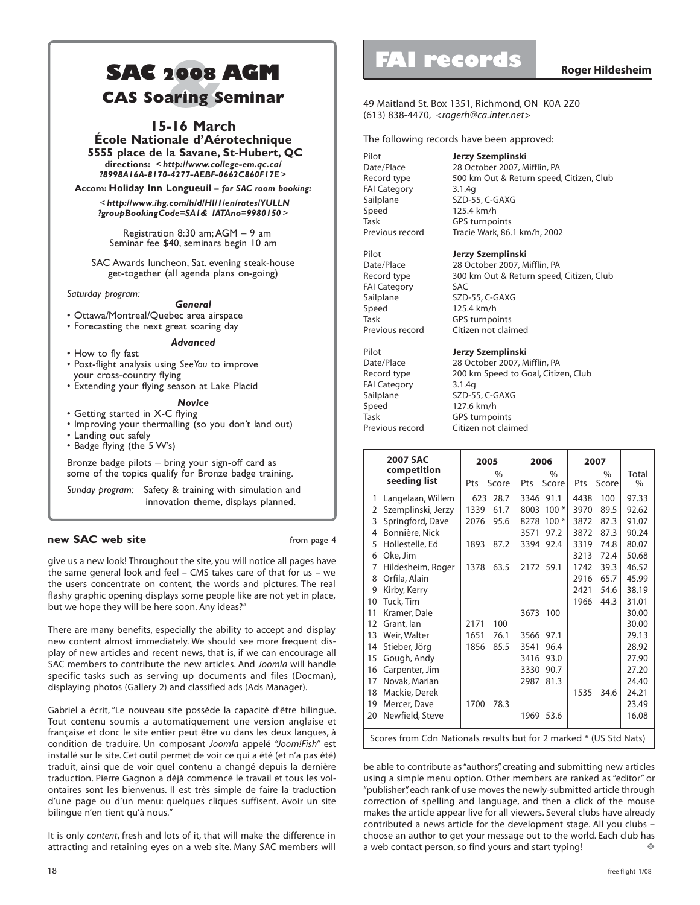# SAC 2008 AGM & CAS Soaring Seminar

**15-16 March**

**École Nationale d'Aérotechnique**

**5555 place de la Savane, St-Hubert, QC**

**directions:** *< http://www.college-em.qc.ca/?8998A16A-8170-4277-AEBF-0662C860F17E >*

**Accom: Holiday Inn Longueuil –** ***for SAC room booking:***

*< http://www.ihg.com/h/d/HI/1/en/rates/YULLN?groupBookingCode=SA1&_IATAno=9980150 >*

Registration 8:30 am; AGM – 9 am
Seminar fee $40, seminars begin 10 am

SAC Awards luncheon, Sat. evening steak-house get-together (all agenda plans on-going)

*Saturday program:*

***General***

- Ottawa/Montreal/Quebec area airspace
- Forecasting the next great soaring day

***Advanced***

- How to fly fast
- Post-flight analysis using *SeeYou* to improve your cross-country flying
- Extending your flying season at Lake Placid

***Novice***

- Getting started in X-C flying
- Improving your thermalling (so you don't land out)
- Landing out safely
- Badge flying (the 5 W's)

Bronze badge pilots – bring your sign-off card as some of the topics qualify for Bronze badge training.

*Sunday program:* Safety & training with simulation and innovation theme, displays planned.

## new SAC web site

from page 4

give us a new look! Throughout the site, you will notice all pages have the same general look and feel – CMS takes care of that for us – we the users concentrate on content, the words and pictures. The real flashy graphic opening displays some people like are not yet in place, but we hope they will be here soon. Any ideas?"

There are many benefits, especially the ability to accept and display new content almost immediately. We should see more frequent display of new articles and recent news, that is, if we can encourage all SAC members to contribute the new articles. And *Joomla* will handle specific tasks such as serving up documents and files (Docman), displaying photos (Gallery 2) and classified ads (Ads Manager).

Gabriel a écrit, "Le nouveau site possède la capacité d'être bilingue. Tout contenu soumis a automatiquement une version anglaise et française et donc le site entier peut être vu dans les deux langues, à condition de traduire. Un composant *Joomla* appelé *"Joom!Fish"* est installé sur le site. Cet outil permet de voir ce qui a été (et n'a pas été) traduit, ainsi que de voir quel contenu a changé depuis la dernière traduction. Pierre Gagnon a déjà commencé le travail et tous les volontaires sont les bienvenus. Il est très simple de faire la traduction d'une page ou d'un menu: quelques cliques suffisent. Avoir un site bilingue n'en tient qu'à nous."

It is only *content*, fresh and lots of it, that will make the difference in attracting and retaining eyes on a web site. Many SAC members will be able to contribute as "authors", creating and submitting new articles using a simple menu option. Other members are ranked as "editor" or "publisher", each rank of use moves the newly-submitted article through correction of spelling and language, and then a click of the mouse makes the article appear live for all viewers. Several clubs have already contributed a news article for the development stage. All you clubs – choose an author to get your message out to the world. Each club has a web contact person, so find yours and start typing! ❖

# FAI records

**Roger Hildesheim**

49 Maitland St. Box 1351, Richmond, ON K0A 2Z0
(613) 838-4470, <rogerh@ca.inter.net>

The following records have been approved:

| | |
|---|---|
| Pilot | **Jerzy Szemplinski** |
| Date/Place | 28 October 2007, Mifflin, PA |
| Record type | 500 km Out & Return speed, Citizen, Club |
| FAI Category | 3.1.4g |
| Sailplane | SZD-55, C-GAXG |
| Speed | 125.4 km/h |
| Task | GPS turnpoints |
| Previous record | Tracie Wark, 86.1 km/h, 2002 |

| | |
|---|---|
| Pilot | **Jerzy Szemplinski** |
| Date/Place | 28 October 2007, Mifflin, PA |
| Record type | 300 km Out & Return speed, Citizen, Club |
| FAI Category | SAC |
| Sailplane | SZD-55, C-GAXG |
| Speed | 125.4 km/h |
| Task | GPS turnpoints |
| Previous record | Citizen not claimed |

| | |
|---|---|
| Pilot | **Jerzy Szemplinski** |
| Date/Place | 28 October 2007, Mifflin, PA |
| Record type | 200 km Speed to Goal, Citizen, Club |
| FAI Category | 3.1.4g |
| Sailplane | SZD-55, C-GAXG |
| Speed | 127.6 km/h |
| Task | GPS turnpoints |
| Previous record | Citizen not claimed |

| | **2007 SAC competition seeding list** | **2005** | | **2006** | | **2007** | | |
|---|---|---|---|---|---|---|---|---|
| | | Pts | % Score | Pts | % Score | Pts | % Score | Total % |
| 1 | Langelaan, Willem | 623 | 28.7 | 3346 | 91.1 | 4438 | 100 | 97.33 |
| 2 | Szemplinski, Jerzy | 1339 | 61.7 | 8003 | 100 * | 3970 | 89.5 | 92.62 |
| 3 | Springford, Dave | 2076 | 95.6 | 8278 | 100 * | 3872 | 87.3 | 91.07 |
| 4 | Bonnière, Nick | | | 3571 | 97.2 | 3872 | 87.3 | 90.24 |
| 5 | Hollestelle, Ed | 1893 | 87.2 | 3394 | 92.4 | 3319 | 74.8 | 80.07 |
| 6 | Oke, Jim | | | | | 3213 | 72.4 | 50.68 |
| 7 | Hildesheim, Roger | 1378 | 63.5 | 2172 | 59.1 | 1742 | 39.3 | 46.52 |
| 8 | Orfila, Alain | | | | | 2916 | 65.7 | 45.99 |
| 9 | Kirby, Kerry | | | | | 2421 | 54.6 | 38.19 |
| 10 | Tuck, Tim | | | | | 1966 | 44.3 | 31.01 |
| 11 | Kramer, Dale | | | 3673 | 100 | | | 30.00 |
| 12 | Grant, Ian | 2171 | 100 | | | | | 30.00 |
| 13 | Weir, Walter | 1651 | 76.1 | 3566 | 97.1 | | | 29.13 |
| 14 | Stieber, Jörg | 1856 | 85.5 | 3541 | 96.4 | | | 28.92 |
| 15 | Gough, Andy | | | 3416 | 93.0 | | | 27.90 |
| 16 | Carpenter, Jim | | | 3330 | 90.7 | | | 27.20 |
| 17 | Novak, Marian | | | 2987 | 81.3 | | | 24.40 |
| 18 | Mackie, Derek | | | | | 1535 | 34.6 | 24.21 |
| 19 | Mercer, Dave | 1700 | 78.3 | | | | | 23.49 |
| 20 | Newfield, Steve | | | 1969 | 53.6 | | | 16.08 |

Scores from Cdn Nationals results but for 2 marked * (US Std Nats)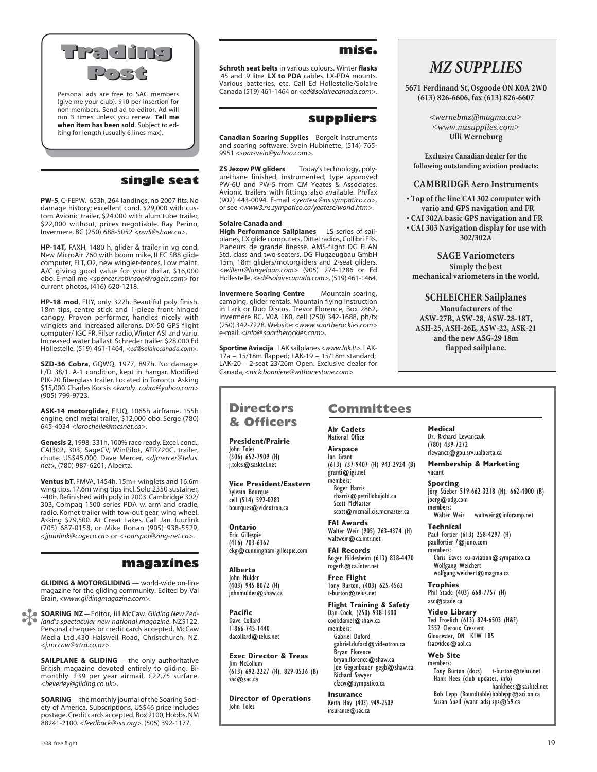# Trading Post

Personal ads are free to SAC members (give me your club). $10 per insertion for non-members. Send ad to editor. Ad will run 3 times unless you renew. **Tell me when item has been sold**. Subject to editing for length (usually 6 lines max).

## single seat

**PW-5**, C-FEPW. 653h, 264 landings, no 2007 flts. No damage history; excellent cond. $29,000 with custom Avionic trailer, $24,000 with alum tube trailer, $22,000 without, prices negotiable. Ray Perino, Invermere, BC (250) 688-5052 *<pw5@shaw.ca>*.

**HP-14T,** FAXH, 1480 h, glider & trailer in vg cond. New MicroAir 760 with boom mike, ILEC SB8 glide computer, ELT, O2, new winglet-fences. Low maint. A/C giving good value for your dollar. $16,000 obo. E-mail me *<spencer.robinson@rogers.com>* for current photos, (416) 620-1218.

**HP-18 mod**, FIJY, only 322h. Beautiful poly finish. 18m tips, centre stick and 1-piece front-hinged canopy. Proven performer, handles nicely with winglets and increased ailerons. DX-50 GPS flight computer/ IGC FR, Filser radio, Winter ASI and vario. Increased water ballast. Schreder trailer. $28,000 Ed Hollestelle, (519) 461-1464, *<ed@solairecanada.com>*.

**SZD-36 Cobra**, GQWQ, 1977, 897h. No damage. L/D 38/1, A-1 condition, kept in hangar. Modified PIK-20 fiberglass trailer. Located in Toronto. Asking $15,000. Charles Kocsis *<karoly_cobra@yahoo.com>* (905) 799-9723.

**ASK-14 motorglider**, FIUQ, 1065h airframe, 155h engine, encl metal trailer, $12,000 obo. Serge (780) 645-4034 *<larochelle@mcsnet.ca>*.

**Genesis 2**, 1998, 331h, 100% race ready. Excel. cond., CAI302, 303, SageCV, WinPilot, ATR720C, trailer, chute. US$45,000. Dave Mercer, *<djmercer@telus.net>*, (780) 987-6201, Alberta.

**Ventus bT**, FMVA, 1454h. 15m+ winglets and 16.6m wing tips. 17.6m wing tips incl. Solo 2350 sustainer, ~40h. Refinished with poly in 2003. Cambridge 302/303, Compaq 1500 series PDA w. arm and cradle, radio. Komet trailer with tow-out gear, wing wheel. Asking $79,500. At Great Lakes. Call Jan Juurlink (705) 687-0158, or Mike Ronan (905) 938-5529, *<jjuurlink@cogeco.ca>* or *<soarspot@zing-net.ca>*.

## magazines

**GLIDING & MOTORGLIDING** — world-wide on-line magazine for the gliding community. Edited by Val Brain, *<www.glidingmagazine.com>*.

**SOARING NZ** — Editor, Jill McCaw. *Gliding New Zealand's spectacular new national magazine*. NZ$122. Personal cheques or credit cards accepted. McCaw Media Ltd.,430 Halswell Road, Christchurch, NZ. *<j.mccaw@xtra.co.nz>*.

**SAILPLANE & GLIDING** — the only authoritative British magazine devoted entirely to gliding. Bi-monthly. £39 per year airmail, £22.75 surface. *<beverley@gliding.co.uk>*.

**SOARING** — the monthly journal of the Soaring Society of America. Subscriptions, US$46 price includes postage. Credit cards accepted. Box 2100, Hobbs, NM 88241-2100. *<feedback@ssa.org>*. (505) 392-1177.

## misc.

**Schroth seat belts** in various colours. Winter **flasks** .45 and .9 litre. **LX to PDA** cables. LX-PDA mounts. Various batteries, etc. Call Ed Hollestelle/Solaire Canada (519) 461-1464 or *<ed@solairecanada.com>*.

## suppliers

**Canadian Soaring Supplies** Borgelt instruments and soaring software. Svein Hubinette, (514) 765-9951 *<soarsvein@yahoo.com>*.

**ZS Jezow PW gliders** Today's technology, polyurethane finished, instrumented, type approved PW-6U and PW-5 from CM Yeates & Associates. Avionic trailers with fittings also available. Ph/fax (902) 443-0094. E-mail *<yeatesc@ns.sympatico.ca>*, or see *<www3.ns.sympatico.ca/yeatesc/world.htm>*.

**Solaire Canada and High Performance Sailplanes** LS series of sailplanes, LX glide computers, Dittel radios, Collibri FRs. Planeurs de grande finesse. AMS-flight DG ELAN Std. class and two-seaters. DG Flugzeugbau GmbH 15m, 18m gliders/motorgliders and 2-seat gliders. *<willem@langelaan.com>* (905) 274-1286 or Ed Hollestelle, *<ed@solairecanada.com>*, (519) 461-1464.

**Invermere Soaring Centre** Mountain soaring, camping, glider rentals. Mountain flying instruction in Lark or Duo Discus. Trevor Florence, Box 2862, Invermere BC, V0A 1K0, cell (250) 342-1688, ph/fx (250) 342-7228. Website: *<www.soartherockies.com>* e-mail: *<info@ soartherockies.com>*.

**Sportine Aviacija** LAK sailplanes *<www.lak.lt>*. LAK-17a – 15/18m flapped; LAK-19 – 15/18m standard; LAK-20 – 2-seat 23/26m Open. Exclusive dealer for Canada, *<nick.bonniere@withonestone.com>*.

## *MZ SUPPLIES*

**5671 Ferdinand St, Osgoode ON K0A 2W0**
**(613) 826-6606, fax (613) 826-6607**

*<wernebmz@magma.ca>*
*<www.mzsupplies.com>*
**Ulli Werneburg**

**Exclusive Canadian dealer for the following outstanding aviation products:**

**CAMBRIDGE Aero Instruments**

- **Top of the line CAI 302 computer with vario and GPS navigation and FR**
- **CAI 302A basic GPS navigation and FR**
- **CAI 303 Navigation display for use with 302/302A**

**SAGE Variometers**
**Simply the best mechanical variometers in the world.**

**SCHLEICHER Sailplanes**
**Manufacturers of the ASW-27B, ASW-28, ASW-28-18T, ASH-25, ASH-26E, ASW-22, ASK-21 and the new ASG-29 18m flapped sailplane.**

## Directors & Officers

**President/Prairie**
John Toles
(306) 652-7909 (H)
j.toles@sasktel.net

**Vice President/Eastern**
Sylvain Bourque
cell (514) 592-0283
bourques@videotron.ca

**Ontario**
Eric Gillespie
(416) 703-6362
ekg@cunningham-gillespie.com

**Alberta**
John Mulder
(403) 945-8072 (H)
johnmulder@shaw.ca

**Pacific**
Dave Collard
1-866-745-1440
dacollard@telus.net

**Exec Director & Treas**
Jim McCollum
(613) 692-2227 (H), 829-0536 (B)
sac@sac.ca

**Director of Operations**
John Toles

## Committees

**Air Cadets**
National Office

**Airspace**
Ian Grant
(613) 737-9407 (H) 943-2924 (B)
granti@igs.net
members:
Roger Harris
rharris@petrillobujold.ca
Scott McMaster
scott@mcmail.cis.mcmaster.ca

**FAI Awards**
Walter Weir (905) 263-4374 (H)
waltweir@ca.intr.net

**FAI Records**
Roger Hildesheim (613) 838-4470
rogerh@ca.inter.net

**Free Flight**
Tony Burton, (403) 625-4563
t-burton@telus.net

**Flight Training & Safety**
Dan Cook, (250) 938-1300
cookdaniel@shaw.ca
members:
Gabriel Duford
gabriel.duford@videotron.ca
Bryan Florence
bryan.florence@shaw.ca
Joe Gegenbauer gegb@shaw.ca
Richard Sawyer
cfzcw@sympatico.ca

**Insurance**
Keith Hay (403) 949-2509
insurance@sac.ca

**Medical**
Dr. Richard Lewanczuk
(780) 439-7272
rlewancz@gpu.srv.ualberta.ca

**Membership & Marketing**
vacant

**Sporting**
Jörg Stieber 519-662-3218 (H), 662-4000 (B)
joerg@odg.com
members:
Walter Weir waltweir@inforamp.net

**Technical**
Paul Fortier (613) 258-4297 (H)
paulfortier7@juno.com
members:
Chris Eaves xu-aviation@sympatico.ca
Wolfgang Weichert
wolfgang.weichert@magma.ca

**Trophies**
Phil Stade (403) 668-7757 (H)
asc@stade.ca

**Video Library**
Ted Froelich (613) 824-6503 (H&F)
2552 Cleroux Crescent
Gloucester, ON K1W 1B5
fsacvideo@aol.ca

**Web Site**
members:
Tony Burton (docs) t-burton@telus.net
Hank Hees (club updates, info) hankhees@sasktel.net
Bob Lepp (Roundtable) boblepp@aci.on.ca
Susan Snell (want ads) sps@59.ca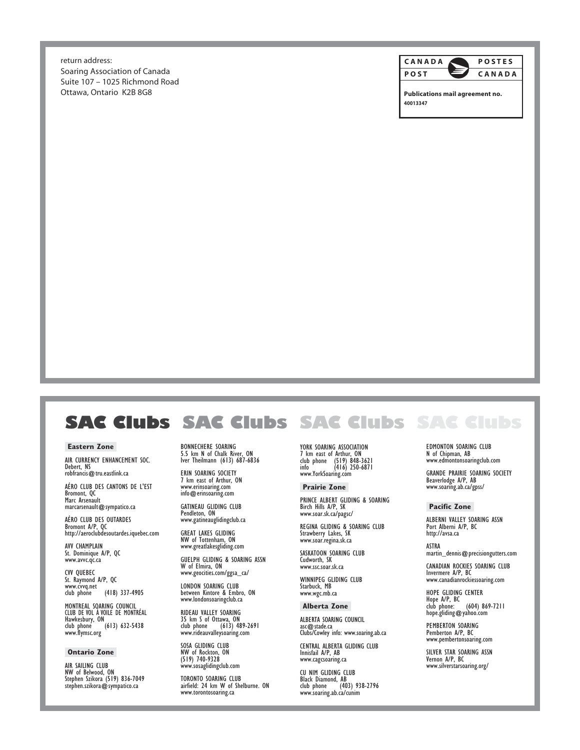return address:
Soaring Association of Canada
Suite 107 – 1025 Richmond Road
Ottawa, Ontario K2B 8G8

CANADA POST / POSTES CANADA

**Publications mail agreement no.**
**40013347**

# SAC Clubs SAC Clubs SAC Clubs SAC Clubs

### Eastern Zone

AIR CURRENCY ENHANCEMENT SOC.
Debert, NS
robfrancis@tru.eastlink.ca

AÉRO CLUB DES CANTONS DE L'EST
Bromont, QC
Marc Arsenault
marcarsenault@sympatico.ca

AÉRO CLUB DES OUTARDES
Bromont A/P, QC
http://aeroclubdesoutardes.iquebec.com

AVV CHAMPLAIN
St. Dominique A/P, QC
www.avvc.qc.ca

CVV QUEBEC
St. Raymond A/P, QC
www.cvvq.net
club phone (418) 337-4905

MONTREAL SOARING COUNCIL
CLUB DE VOL À VOILE DE MONTRÉAL
Hawkesbury, ON
club phone (613) 632-5438
www.flymsc.org

### Ontario Zone

AIR SAILING CLUB
NW of Belwood, ON
Stephen Szikora (519) 836-7049
stephen.szikora@sympatico.ca

BONNECHERE SOARING
5.5 km N of Chalk River, ON
Iver Theilmann (613) 687-6836

ERIN SOARING SOCIETY
7 km east of Arthur, ON
www.erinsoaring.com
info@erinsoaring.com

GATINEAU GLIDING CLUB
Pendleton, ON
www.gatineauglidingclub.ca

GREAT LAKES GLIDING
NW of Tottenham, ON
www.greatlakesgliding.com

GUELPH GLIDING & SOARING ASSN
W of Elmira, ON
www.geocities.com/ggsa_ca/

LONDON SOARING CLUB
between Kintore & Embro, ON
www.londonsoaringclub.ca

RIDEAU VALLEY SOARING
35 km S of Ottawa, ON
club phone (613) 489-2691
www.rideauvalleysoaring.com

SOSA GLIDING CLUB
NW of Rockton, ON
(519) 740-9328
www.sosaglidingclub.com

TORONTO SOARING CLUB
airfield: 24 km W of Shelburne. ON
www.torontosoaring.ca

YORK SOARING ASSOCIATION
7 km east of Arthur, ON
club phone (519) 848-3621
info (416) 250-6871
www.YorkSoaring.com

### Prairie Zone

PRINCE ALBERT GLIDING & SOARING
Birch Hills A/P, SK
www.soar.sk.ca/pagsc/

REGINA GLIDING & SOARING CLUB
Strawberry Lakes, SK
www.soar.regina.sk.ca

SASKATOON SOARING CLUB
Cudworth, SK
www.ssc.soar.sk.ca

WINNIPEG GLIDING CLUB
Starbuck, MB
www.wgc.mb.ca

### Alberta Zone

ALBERTA SOARING COUNCIL
asc@stade.ca
Clubs/Cowley info: www.soaring.ab.ca

CENTRAL ALBERTA GLIDING CLUB
Innisfail A/P, AB
www.cagcsoaring.ca

CU NIM GLIDING CLUB
Black Diamond, AB
club phone (403) 938-2796
www.soaring.ab.ca/cunim

EDMONTON SOARING CLUB
N of Chipman, AB
www.edmontonsoaringclub.com

GRANDE PRAIRIE SOARING SOCIETY
Beaverlodge A/P, AB
www.soaring.ab.ca/gpss/

### Pacific Zone

ALBERNI VALLEY SOARING ASSN
Port Alberni A/P, BC
http://avsa.ca

ASTRA
martin_dennis@precisiongutters.com

CANADIAN ROCKIES SOARING CLUB
Invermere A/P, BC
www.canadianrockiessoaring.com

HOPE GLIDING CENTER
Hope A/P, BC
club phone: (604) 869-7211
hope.gliding@yahoo.com

PEMBERTON SOARING
Pemberton A/P, BC
www.pembertonsoaring.com

SILVER STAR SOARING ASSN
Vernon A/P, BC
www.silverstarsoaring.org/